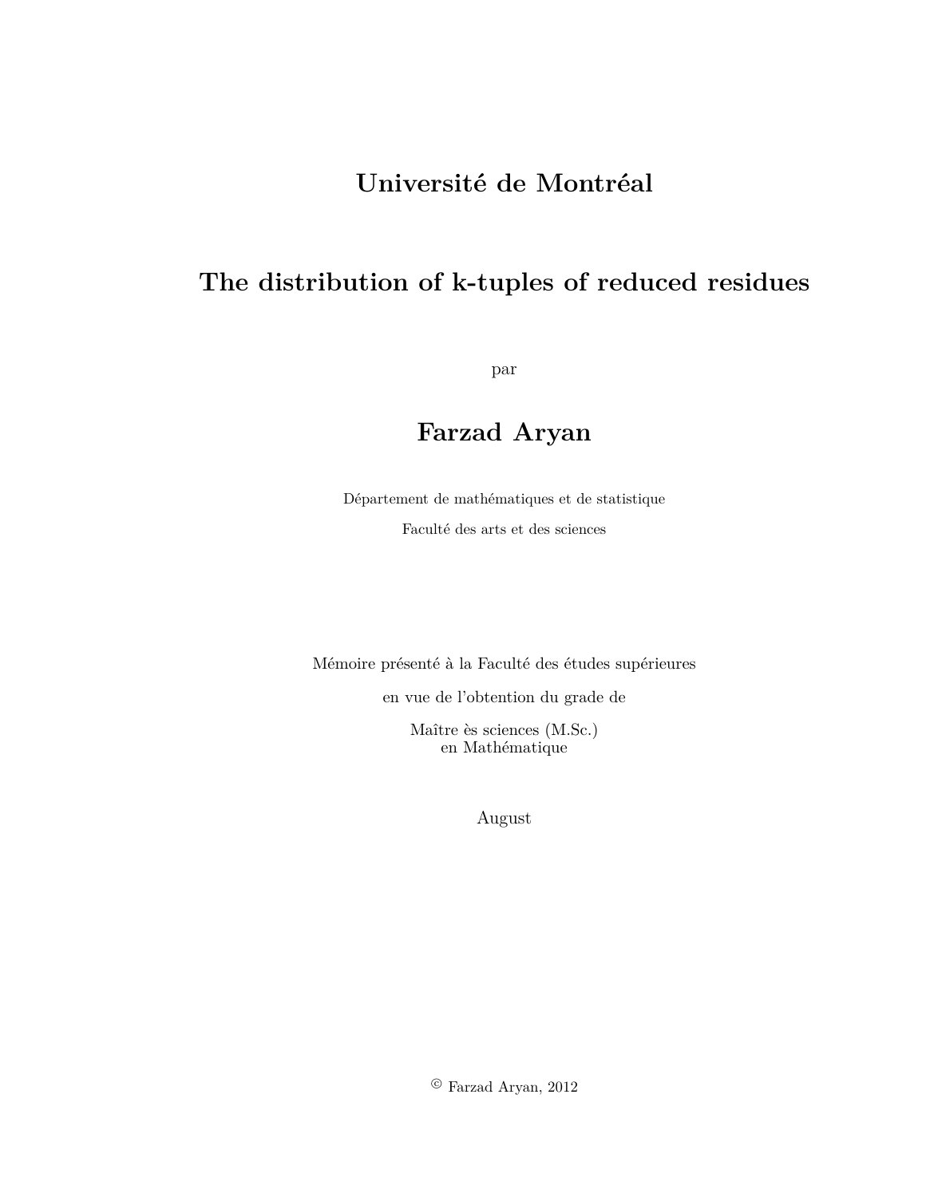# Université de Montréal

## The distribution of k-tuples of reduced residues

par

## Farzad Aryan

Département de mathématiques et de statistique

Faculté des arts et des sciences

Mémoire présenté à la Faculté des études supérieures

en vue de l'obtention du grade de

Maître ès sciences (M.Sc.)
en Mathématique

August

© Farzad Aryan, 2012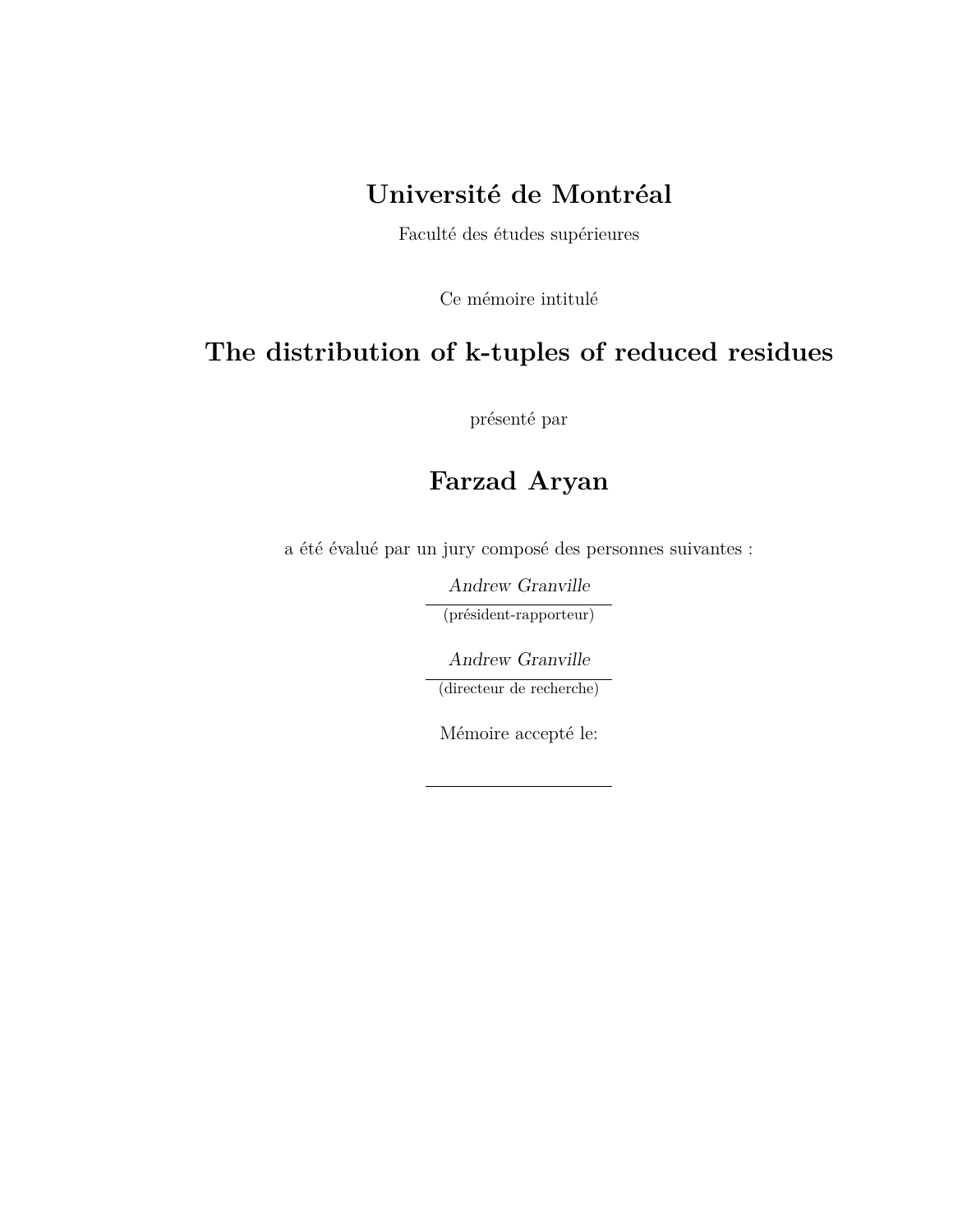# Université de Montréal

Faculté des études supérieures

Ce mémoire intitulé

# The distribution of k-tuples of reduced residues

présenté par

# Farzad Aryan

a été évalué par un jury composé des personnes suivantes :

*Andrew Granville*

(président-rapporteur)

*Andrew Granville*

(directeur de recherche)

Mémoire accepté le: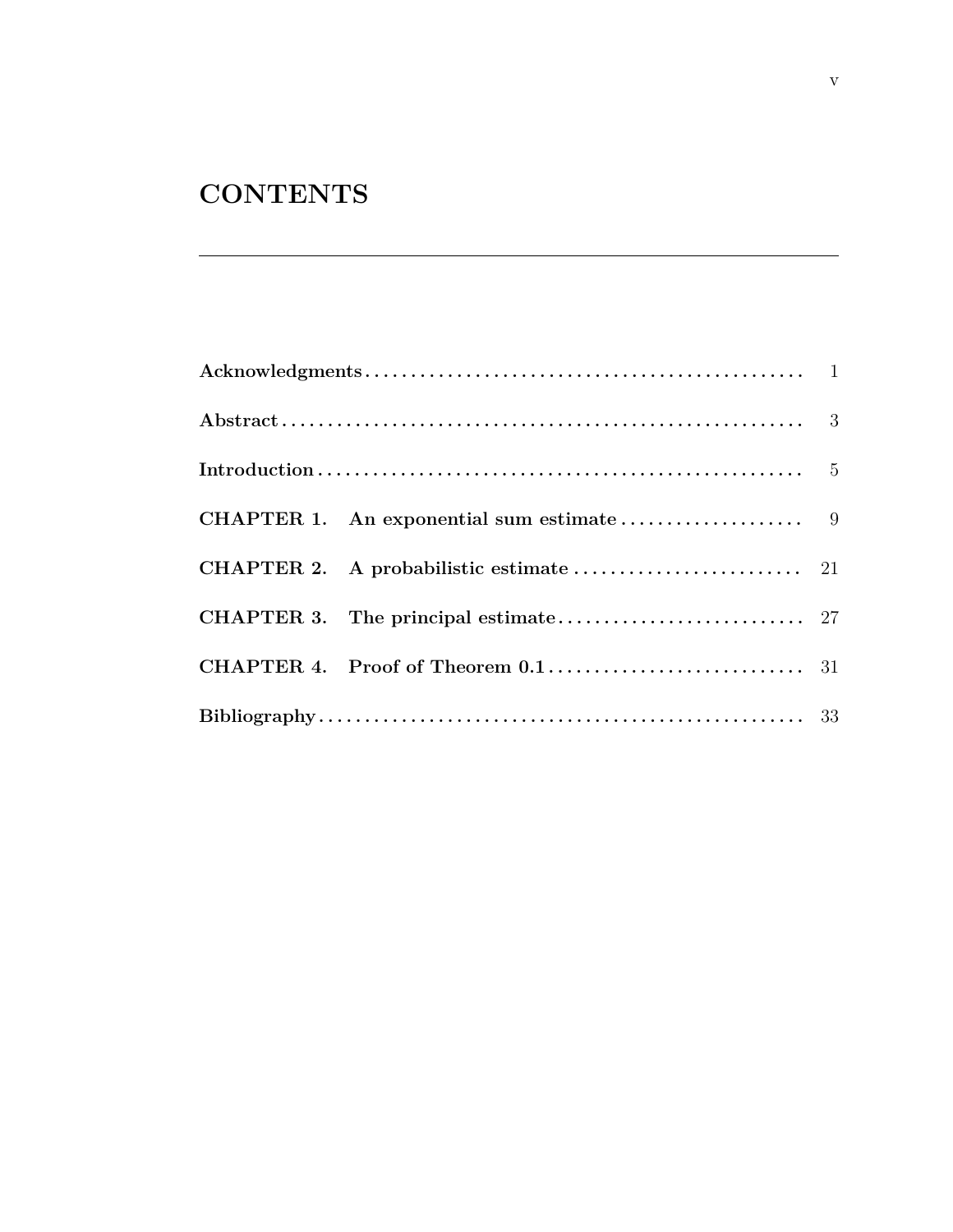# CONTENTS

**Acknowledgments** ........................................ 1

**Abstract** ........................................ 3

**Introduction** ........................................ 5

**CHAPTER 1. An exponential sum estimate** ........................................ 9

**CHAPTER 2. A probabilistic estimate** ........................................ 21

**CHAPTER 3. The principal estimate** ........................................ 27

**CHAPTER 4. Proof of Theorem 0.1** ........................................ 31

**Bibliography** ........................................ 33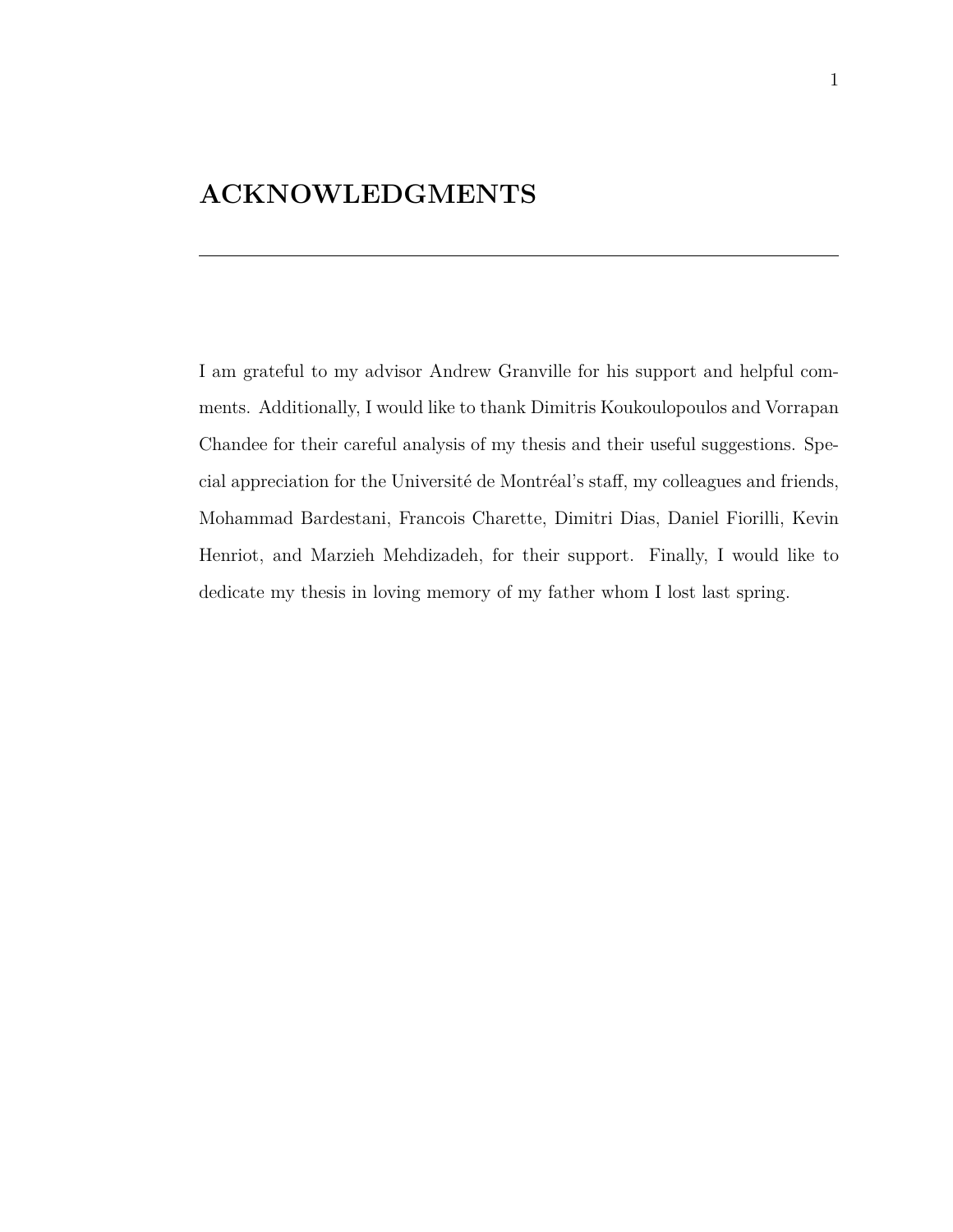# ACKNOWLEDGMENTS

I am grateful to my advisor Andrew Granville for his support and helpful comments. Additionally, I would like to thank Dimitris Koukoulopoulos and Vorrapan Chandee for their careful analysis of my thesis and their useful suggestions. Special appreciation for the Université de Montréal's staff, my colleagues and friends, Mohammad Bardestani, Francois Charette, Dimitri Dias, Daniel Fiorilli, Kevin Henriot, and Marzieh Mehdizadeh, for their support. Finally, I would like to dedicate my thesis in loving memory of my father whom I lost last spring.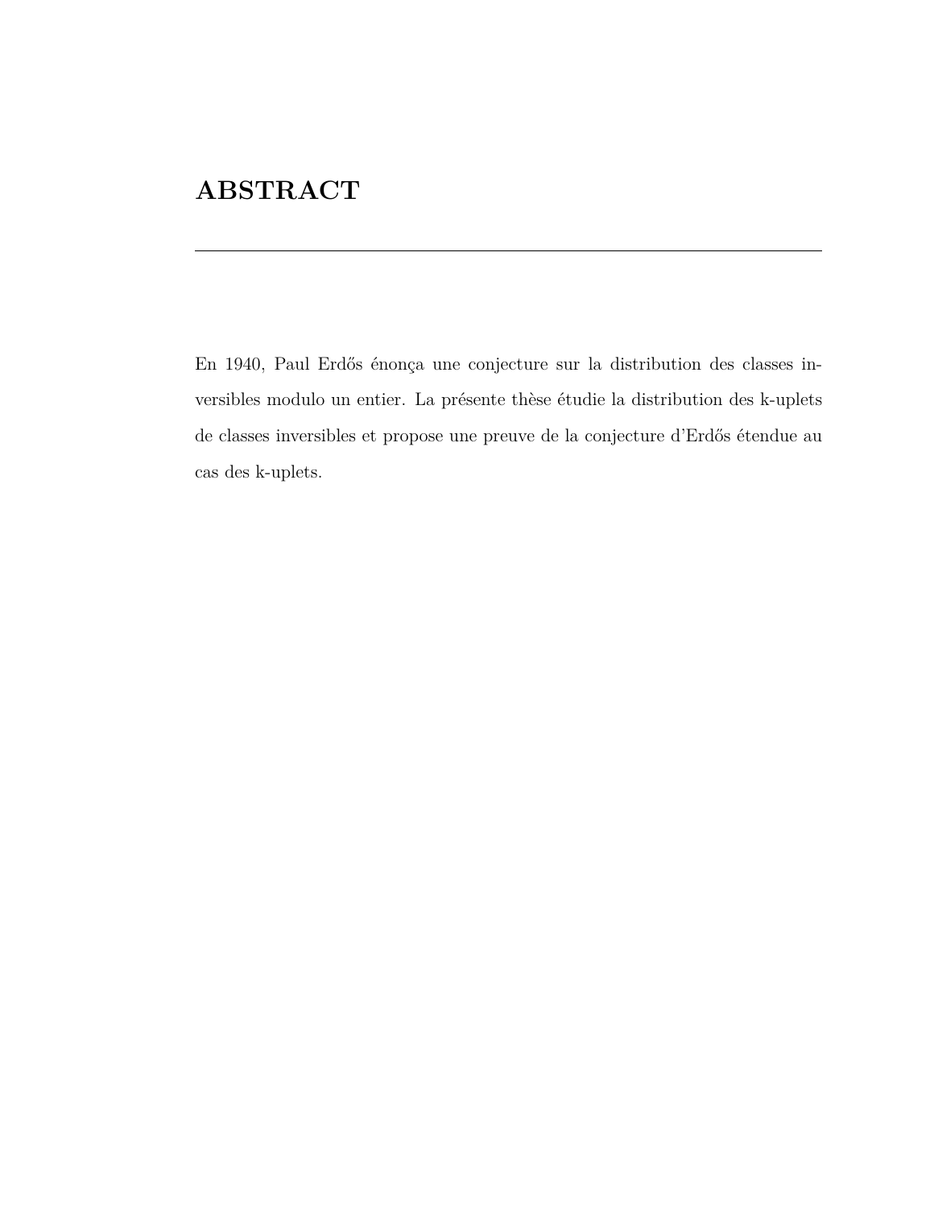# ABSTRACT

---

En 1940, Paul Erdős énonça une conjecture sur la distribution des classes inversibles modulo un entier. La présente thèse étudie la distribution des k-uplets de classes inversibles et propose une preuve de la conjecture d'Erdős étendue au cas des k-uplets.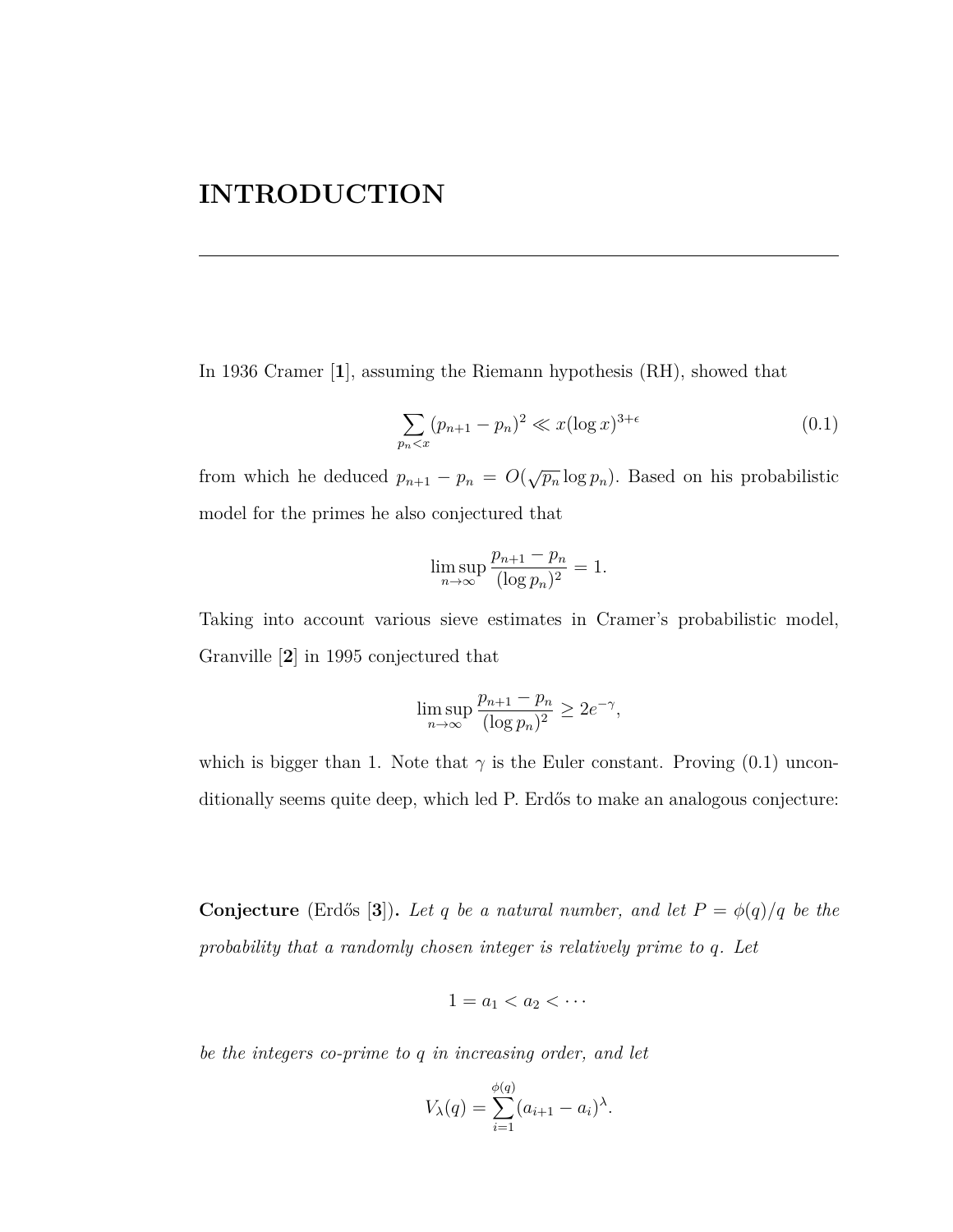# INTRODUCTION

---

In 1936 Cramer [**1**], assuming the Riemann hypothesis (RH), showed that

$$\sum_{p_n<x}(p_{n+1}-p_n)^2 \ll x(\log x)^{3+\epsilon} \tag{0.1}$$

from which he deduced $p_{n+1}-p_n = O(\sqrt{p_n}\log p_n)$. Based on his probabilistic model for the primes he also conjectured that

$$\limsup_{n\to\infty}\frac{p_{n+1}-p_n}{(\log p_n)^2} = 1.$$

Taking into account various sieve estimates in Cramer's probabilistic model, Granville [**2**] in 1995 conjectured that

$$\limsup_{n\to\infty}\frac{p_{n+1}-p_n}{(\log p_n)^2} \geq 2e^{-\gamma},$$

which is bigger than 1. Note that $\gamma$ is the Euler constant. Proving (0.1) unconditionally seems quite deep, which led P. Erdős to make an analogous conjecture:

**Conjecture** (Erdős [**3**])**.** *Let $q$ be a natural number, and let $P = \phi(q)/q$ be the probability that a randomly chosen integer is relatively prime to $q$. Let*

$$1 = a_1 < a_2 < \cdots$$

*be the integers co-prime to $q$ in increasing order, and let*

$$V_\lambda(q) = \sum_{i=1}^{\phi(q)}(a_{i+1}-a_i)^\lambda.$$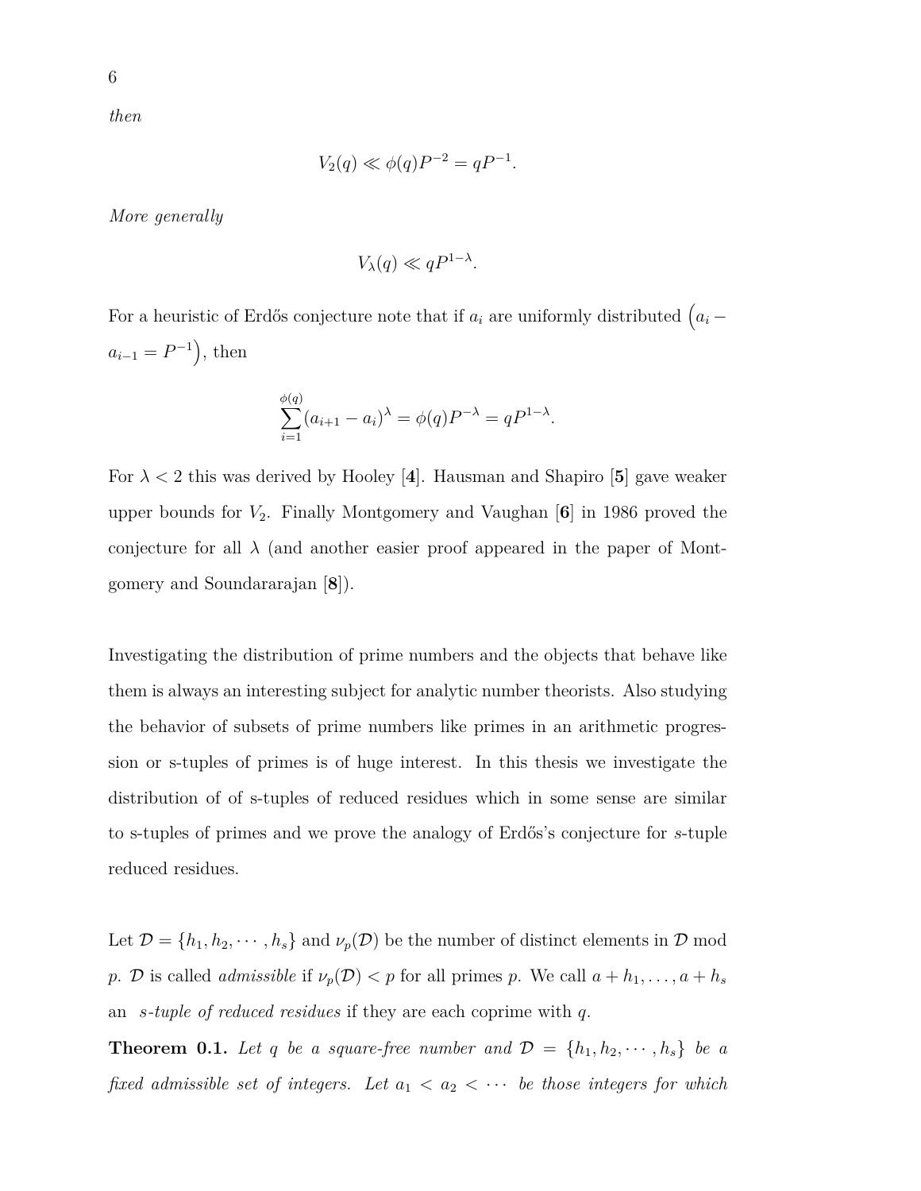*then*

$$V_2(q) \ll \phi(q)P^{-2} = qP^{-1}.$$

*More generally*

$$V_\lambda(q) \ll qP^{1-\lambda}.$$

For a heuristic of Erdős conjecture note that if $a_i$ are uniformly distributed $\Big(a_i - a_{i-1} = P^{-1}\Big)$, then

$$\sum_{i=1}^{\phi(q)} (a_{i+1} - a_i)^\lambda = \phi(q)P^{-\lambda} = qP^{1-\lambda}.$$

For $\lambda < 2$ this was derived by Hooley [**4**]. Hausman and Shapiro [**5**] gave weaker upper bounds for $V_2$. Finally Montgomery and Vaughan [**6**] in 1986 proved the conjecture for all $\lambda$ (and another easier proof appeared in the paper of Montgomery and Soundararajan [**8**]).

Investigating the distribution of prime numbers and the objects that behave like them is always an interesting subject for analytic number theorists. Also studying the behavior of subsets of prime numbers like primes in an arithmetic progression or s-tuples of primes is of huge interest. In this thesis we investigate the distribution of of s-tuples of reduced residues which in some sense are similar to s-tuples of primes and we prove the analogy of Erdős's conjecture for $s$-tuple reduced residues.

Let $\mathcal{D} = \{h_1, h_2, \cdots, h_s\}$ and $\nu_p(\mathcal{D})$ be the number of distinct elements in $\mathcal{D}$ mod $p$. $\mathcal{D}$ is called *admissible* if $\nu_p(\mathcal{D}) < p$ for all primes $p$. We call $a + h_1, \ldots, a + h_s$ an *s-tuple of reduced residues* if they are each coprime with $q$.

**Theorem 0.1.** *Let $q$ be a square-free number and $\mathcal{D} = \{h_1, h_2, \cdots, h_s\}$ be a fixed admissible set of integers. Let $a_1 < a_2 < \cdots$ be those integers for which*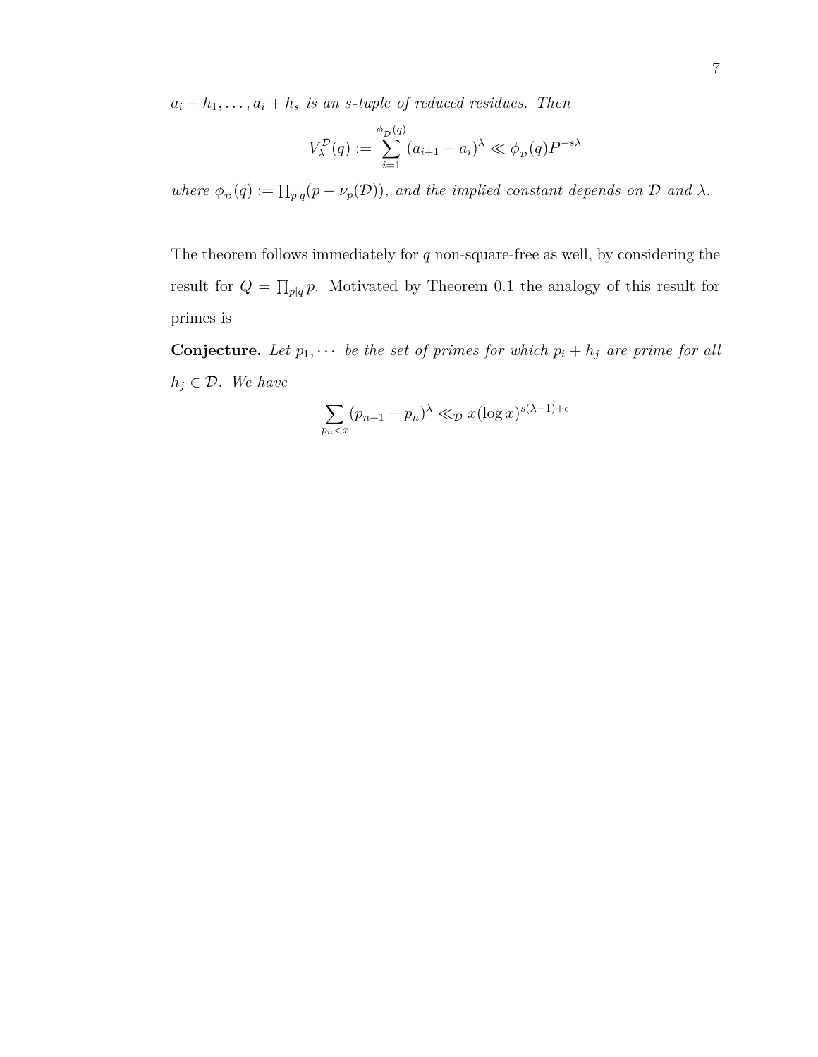*$a_i + h_1, \ldots, a_i + h_s$ is an $s$-tuple of reduced residues. Then*

$$V_\lambda^{\mathcal{D}}(q) := \sum_{i=1}^{\phi_{\mathcal{D}}(q)} (a_{i+1} - a_i)^\lambda \ll \phi_{\mathcal{D}}(q) P^{-s\lambda}$$

*where $\phi_{\mathcal{D}}(q) := \prod_{p|q}(p - \nu_p(\mathcal{D}))$, and the implied constant depends on $\mathcal{D}$ and $\lambda$.*

The theorem follows immediately for $q$ non-square-free as well, by considering the result for $Q = \prod_{p|q} p$. Motivated by Theorem 0.1 the analogy of this result for primes is

**Conjecture.** *Let $p_1, \cdots$ be the set of primes for which $p_i + h_j$ are prime for all $h_j \in \mathcal{D}$. We have*

$$\sum_{p_n < x} (p_{n+1} - p_n)^\lambda \ll_{\mathcal{D}} x(\log x)^{s(\lambda-1)+\epsilon}$$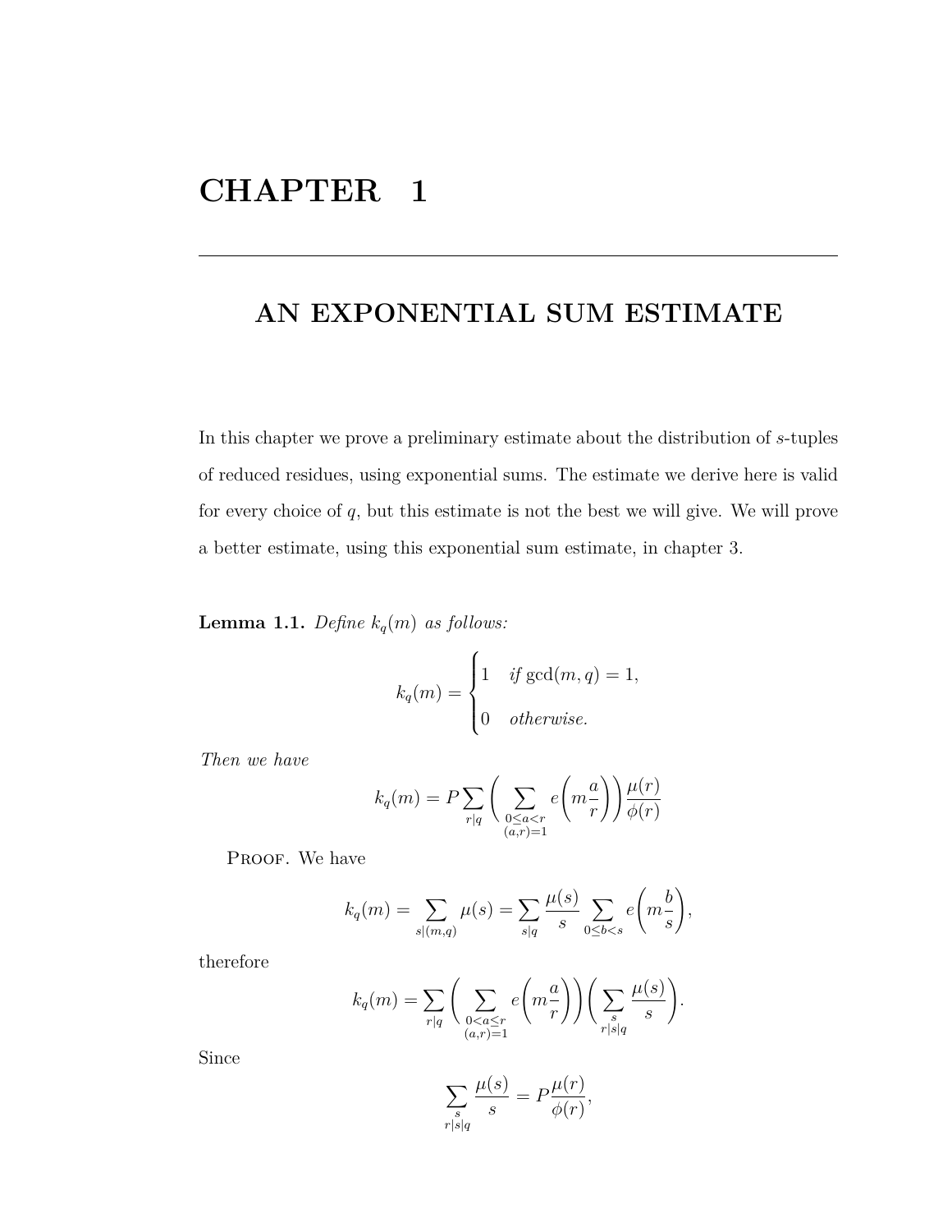# CHAPTER 1

---

## AN EXPONENTIAL SUM ESTIMATE

In this chapter we prove a preliminary estimate about the distribution of $s$-tuples of reduced residues, using exponential sums. The estimate we derive here is valid for every choice of $q$, but this estimate is not the best we will give. We will prove a better estimate, using this exponential sum estimate, in chapter 3.

**Lemma 1.1.** *Define $k_q(m)$ as follows:*

$$k_q(m) = \begin{cases} 1 & \text{if } \gcd(m,q) = 1, \\ 0 & \text{otherwise.} \end{cases}$$

*Then we have*

$$k_q(m) = P \sum_{r|q} \Bigg( \sum_{\substack{0 \le a < r \\ (a,r)=1}} e\bigg(m\frac{a}{r}\bigg)\Bigg) \frac{\mu(r)}{\phi(r)}$$

Proof. We have

$$k_q(m) = \sum_{s|(m,q)} \mu(s) = \sum_{s|q} \frac{\mu(s)}{s} \sum_{0 \le b < s} e\bigg(m\frac{b}{s}\bigg),$$

therefore

$$k_q(m) = \sum_{r|q} \Bigg( \sum_{\substack{0 < a \le r \\ (a,r)=1}} e\bigg(m\frac{a}{r}\bigg)\Bigg)\Bigg( \sum_{\substack{s \\ r|s|q}} \frac{\mu(s)}{s}\Bigg).$$

Since

$$\sum_{\substack{s \\ r|s|q}} \frac{\mu(s)}{s} = P\frac{\mu(r)}{\phi(r)},$$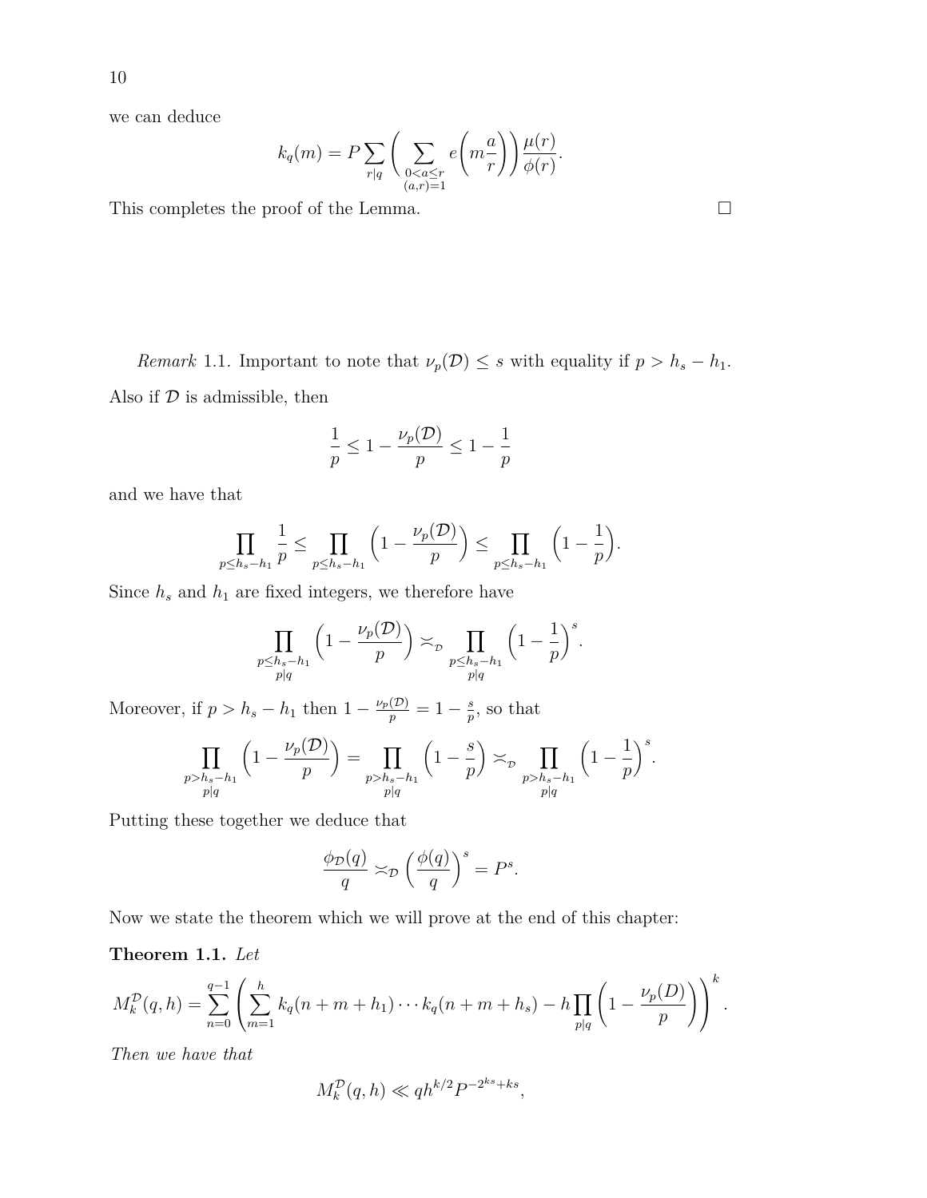we can deduce

$$k_q(m) = P \sum_{r|q} \Bigg( \sum_{\substack{0<a\le r \\ (a,r)=1}} e\bigg(m\frac{a}{r}\bigg)\Bigg) \frac{\mu(r)}{\phi(r)}.$$

This completes the proof of the Lemma. □

*Remark* 1.1. Important to note that $\nu_p(\mathcal{D}) \le s$ with equality if $p > h_s - h_1$. Also if $\mathcal{D}$ is admissible, then

$$\frac{1}{p} \le 1 - \frac{\nu_p(\mathcal{D})}{p} \le 1 - \frac{1}{p}$$

and we have that

$$\prod_{p\le h_s-h_1} \frac{1}{p} \le \prod_{p\le h_s-h_1} \Big(1 - \frac{\nu_p(\mathcal{D})}{p}\Big) \le \prod_{p\le h_s-h_1} \Big(1 - \frac{1}{p}\Big).$$

Since $h_s$ and $h_1$ are fixed integers, we therefore have

$$\prod_{\substack{p\le h_s-h_1 \\ p|q}} \Big(1 - \frac{\nu_p(\mathcal{D})}{p}\Big) \asymp_{\mathcal{D}} \prod_{\substack{p\le h_s-h_1 \\ p|q}} \Big(1 - \frac{1}{p}\Big)^s.$$

Moreover, if $p > h_s - h_1$ then $1 - \frac{\nu_p(\mathcal{D})}{p} = 1 - \frac{s}{p}$, so that

$$\prod_{\substack{p> h_s-h_1 \\ p|q}} \Big(1 - \frac{\nu_p(\mathcal{D})}{p}\Big) = \prod_{\substack{p> h_s-h_1 \\ p|q}} \Big(1 - \frac{s}{p}\Big) \asymp_{\mathcal{D}} \prod_{\substack{p> h_s-h_1 \\ p|q}} \Big(1 - \frac{1}{p}\Big)^s.$$

Putting these together we deduce that

$$\frac{\phi_{\mathcal{D}}(q)}{q} \asymp_{\mathcal{D}} \Big(\frac{\phi(q)}{q}\Big)^s = P^s.$$

Now we state the theorem which we will prove at the end of this chapter:

**Theorem 1.1.** *Let*

$$M_k^{\mathcal{D}}(q,h) = \sum_{n=0}^{q-1} \left( \sum_{m=1}^{h} k_q(n+m+h_1)\cdots k_q(n+m+h_s) - h \prod_{p|q} \bigg(1 - \frac{\nu_p(D)}{p}\bigg)\right)^k.$$

*Then we have that*

$$M_k^{\mathcal{D}}(q,h) \ll q h^{k/2} P^{-2^{ks}+ks},$$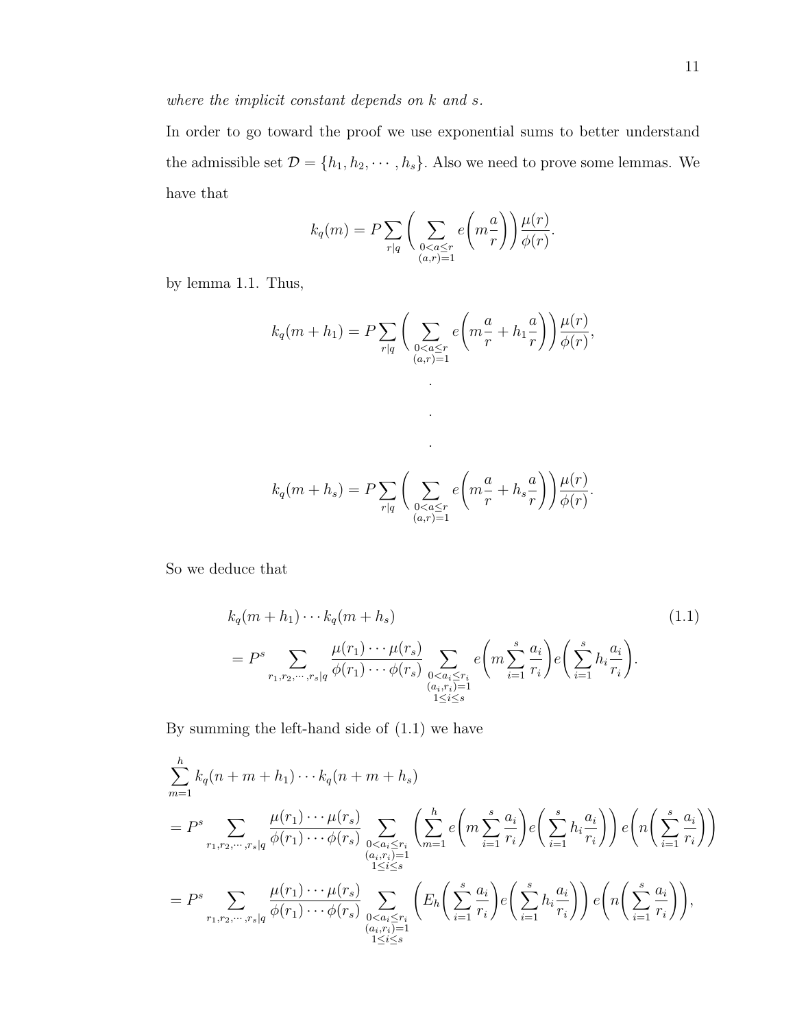*where the implicit constant depends on $k$ and $s$.*

In order to go toward the proof we use exponential sums to better understand the admissible set $\mathcal{D} = \{h_1, h_2, \cdots, h_s\}$. Also we need to prove some lemmas. We have that

$$k_q(m) = P \sum_{r|q} \Bigg( \sum_{\substack{0<a\leq r \\ (a,r)=1}} e\bigg(m\frac{a}{r}\bigg)\Bigg) \frac{\mu(r)}{\phi(r)}.$$

by lemma 1.1. Thus,

$$k_q(m+h_1) = P \sum_{r|q} \Bigg( \sum_{\substack{0<a\leq r \\ (a,r)=1}} e\bigg(m\frac{a}{r} + h_1\frac{a}{r}\bigg)\Bigg) \frac{\mu(r)}{\phi(r)},$$

$$\vdots$$

$$k_q(m+h_s) = P \sum_{r|q} \Bigg( \sum_{\substack{0<a\leq r \\ (a,r)=1}} e\bigg(m\frac{a}{r} + h_s\frac{a}{r}\bigg)\Bigg) \frac{\mu(r)}{\phi(r)}.$$

So we deduce that

$$\begin{aligned} & k_q(m+h_1)\cdots k_q(m+h_s) \qquad (1.1) \\ &= P^s \sum_{r_1,r_2,\cdots,r_s|q} \frac{\mu(r_1)\cdots\mu(r_s)}{\phi(r_1)\cdots\phi(r_s)} \sum_{\substack{0<a_i\leq r_i \\ (a_i,r_i)=1 \\ 1\leq i\leq s}} e\bigg(m\sum_{i=1}^{s}\frac{a_i}{r_i}\bigg) e\bigg(\sum_{i=1}^{s} h_i\frac{a_i}{r_i}\bigg). \end{aligned}$$

By summing the left-hand side of (1.1) we have

$$\begin{aligned} &\sum_{m=1}^{h} k_q(n+m+h_1)\cdots k_q(n+m+h_s) \\ &= P^s \sum_{r_1,r_2,\cdots,r_s|q} \frac{\mu(r_1)\cdots\mu(r_s)}{\phi(r_1)\cdots\phi(r_s)} \sum_{\substack{0<a_i\leq r_i \\ (a_i,r_i)=1 \\ 1\leq i\leq s}} \Bigg(\sum_{m=1}^{h} e\bigg(m\sum_{i=1}^{s}\frac{a_i}{r_i}\bigg) e\bigg(\sum_{i=1}^{s} h_i\frac{a_i}{r_i}\bigg)\Bigg) e\Bigg(n\bigg(\sum_{i=1}^{s}\frac{a_i}{r_i}\bigg)\Bigg) \\ &= P^s \sum_{r_1,r_2,\cdots,r_s|q} \frac{\mu(r_1)\cdots\mu(r_s)}{\phi(r_1)\cdots\phi(r_s)} \sum_{\substack{0<a_i\leq r_i \\ (a_i,r_i)=1 \\ 1\leq i\leq s}} \Bigg(E_h\bigg(\sum_{i=1}^{s}\frac{a_i}{r_i}\bigg) e\bigg(\sum_{i=1}^{s} h_i\frac{a_i}{r_i}\bigg)\Bigg) e\Bigg(n\bigg(\sum_{i=1}^{s}\frac{a_i}{r_i}\bigg)\Bigg), \end{aligned}$$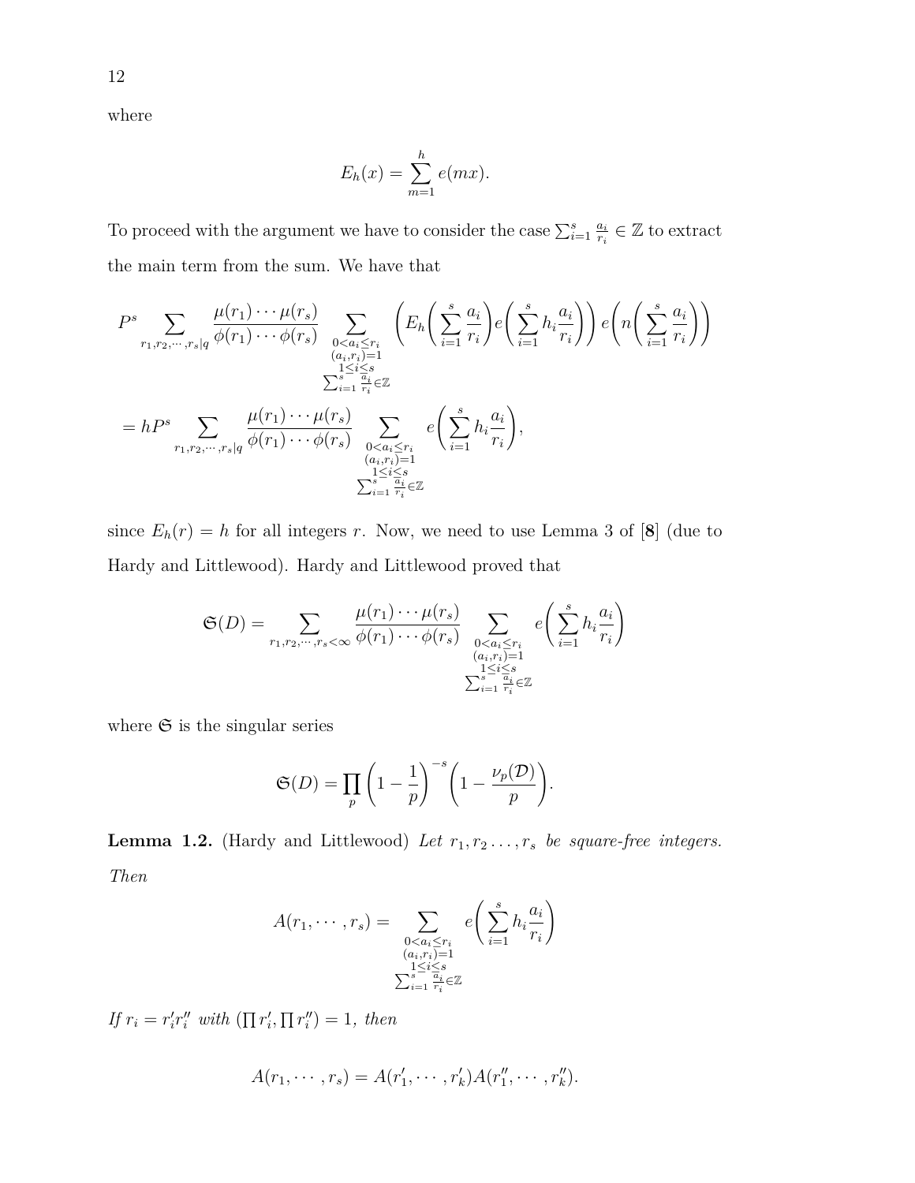where

$$E_h(x) = \sum_{m=1}^{h} e(mx).$$

To proceed with the argument we have to consider the case $\sum_{i=1}^{s} \frac{a_i}{r_i} \in \mathbb{Z}$ to extract the main term from the sum. We have that

$$P^s \sum_{r_1, r_2, \cdots, r_s | q} \frac{\mu(r_1)\cdots\mu(r_s)}{\phi(r_1)\cdots\phi(r_s)} \sum_{\substack{0<a_i\leq r_i \\ (a_i,r_i)=1 \\ 1\leq i\leq s \\ \sum_{i=1}^{s} \frac{a_i}{r_i} \in \mathbb{Z}}} \left( E_h\left(\sum_{i=1}^{s} \frac{a_i}{r_i}\right) e\left(\sum_{i=1}^{s} h_i \frac{a_i}{r_i}\right)\right) e\left(n\left(\sum_{i=1}^{s} \frac{a_i}{r_i}\right)\right)$$

$$= hP^s \sum_{r_1, r_2, \cdots, r_s | q} \frac{\mu(r_1)\cdots\mu(r_s)}{\phi(r_1)\cdots\phi(r_s)} \sum_{\substack{0<a_i\leq r_i \\ (a_i,r_i)=1 \\ 1\leq i\leq s \\ \sum_{i=1}^{s} \frac{a_i}{r_i} \in \mathbb{Z}}} e\left(\sum_{i=1}^{s} h_i \frac{a_i}{r_i}\right),$$

since $E_h(r) = h$ for all integers $r$. Now, we need to use Lemma 3 of [**8**] (due to Hardy and Littlewood). Hardy and Littlewood proved that

$$\mathfrak{S}(D) = \sum_{r_1, r_2, \cdots, r_s < \infty} \frac{\mu(r_1)\cdots\mu(r_s)}{\phi(r_1)\cdots\phi(r_s)} \sum_{\substack{0<a_i\leq r_i \\ (a_i,r_i)=1 \\ 1\leq i\leq s \\ \sum_{i=1}^{s} \frac{a_i}{r_i} \in \mathbb{Z}}} e\left(\sum_{i=1}^{s} h_i \frac{a_i}{r_i}\right)$$

where $\mathfrak{S}$ is the singular series

$$\mathfrak{S}(D) = \prod_p \left(1 - \frac{1}{p}\right)^{-s} \left(1 - \frac{\nu_p(\mathcal{D})}{p}\right).$$

**Lemma 1.2.** (Hardy and Littlewood) *Let $r_1, r_2 \ldots, r_s$ be square-free integers. Then*

$$A(r_1, \cdots, r_s) = \sum_{\substack{0<a_i\leq r_i \\ (a_i,r_i)=1 \\ 1\leq i\leq s \\ \sum_{i=1}^{s} \frac{a_i}{r_i} \in \mathbb{Z}}} e\left(\sum_{i=1}^{s} h_i \frac{a_i}{r_i}\right)$$

*If $r_i = r_i' r_i''$ with $(\prod r_i', \prod r_i'') = 1$, then*

$$A(r_1, \cdots, r_s) = A(r_1', \cdots, r_k') A(r_1'', \cdots, r_k'').$$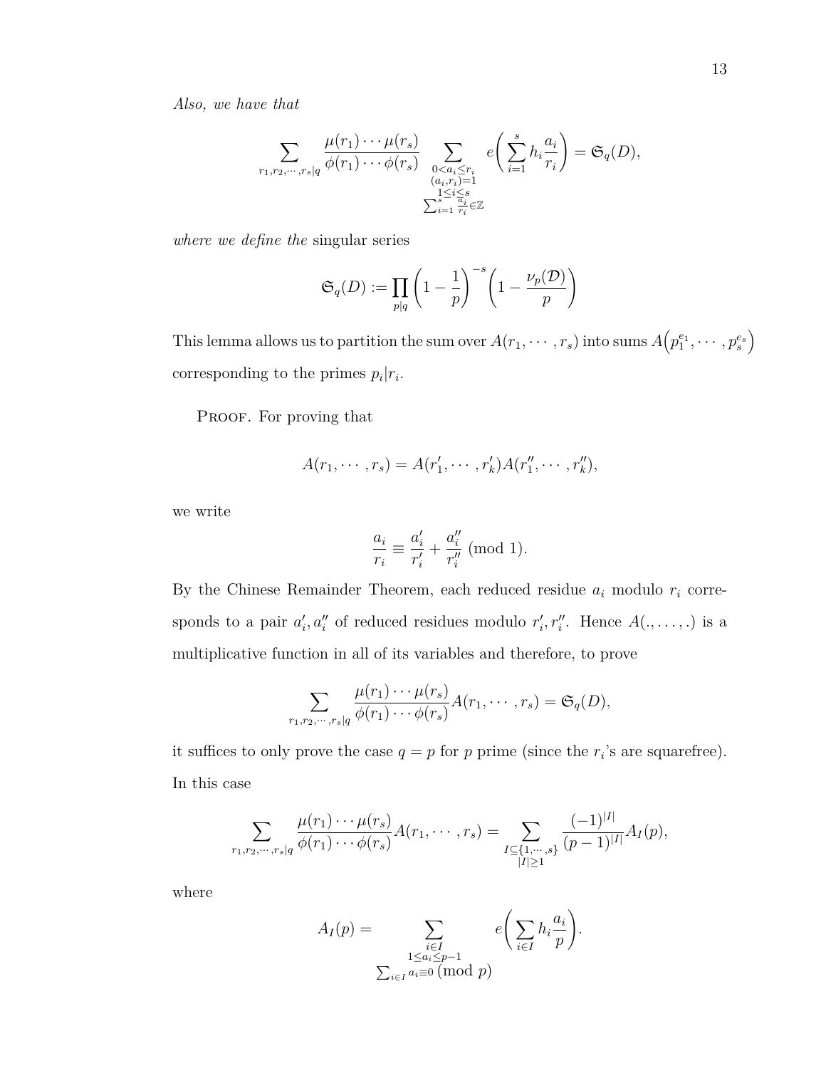*Also, we have that*

$$\sum_{r_1, r_2, \cdots, r_s | q} \frac{\mu(r_1) \cdots \mu(r_s)}{\phi(r_1) \cdots \phi(r_s)} \sum_{\substack{0 < a_i \leq r_i \\ (a_i, r_i) = 1 \\ 1 \leq i \leq s \\ \sum_{i=1}^{s} \frac{a_i}{r_i} \in \mathbb{Z}}} e\bigg( \sum_{i=1}^{s} h_i \frac{a_i}{r_i} \bigg) = \mathfrak{S}_q(D),$$

*where we define the* singular series

$$\mathfrak{S}_q(D) := \prod_{p|q} \left(1 - \frac{1}{p}\right)^{-s} \left(1 - \frac{\nu_p(\mathcal{D})}{p}\right)$$

This lemma allows us to partition the sum over $A(r_1, \cdots, r_s)$ into sums $A\Big(p_1^{e_1}, \cdots, p_s^{e_s}\Big)$ corresponding to the primes $p_i | r_i$.

Proof. For proving that

$$A(r_1, \cdots, r_s) = A(r_1', \cdots, r_k') A(r_1'', \cdots, r_k''),$$

we write

$$\frac{a_i}{r_i} \equiv \frac{a_i'}{r_i'} + \frac{a_i''}{r_i''} \pmod 1.$$

By the Chinese Remainder Theorem, each reduced residue $a_i$ modulo $r_i$ corresponds to a pair $a_i', a_i''$ of reduced residues modulo $r_i', r_i''$. Hence $A(., \ldots, .)$ is a multiplicative function in all of its variables and therefore, to prove

$$\sum_{r_1, r_2, \cdots, r_s | q} \frac{\mu(r_1) \cdots \mu(r_s)}{\phi(r_1) \cdots \phi(r_s)} A(r_1, \cdots, r_s) = \mathfrak{S}_q(D),$$

it suffices to only prove the case $q = p$ for $p$ prime (since the $r_i$'s are squarefree). In this case

$$\sum_{r_1, r_2, \cdots, r_s | q} \frac{\mu(r_1) \cdots \mu(r_s)}{\phi(r_1) \cdots \phi(r_s)} A(r_1, \cdots, r_s) = \sum_{\substack{I \subseteq \{1, \cdots, s\} \\ |I| \geq 1}} \frac{(-1)^{|I|}}{(p-1)^{|I|}} A_I(p),$$

where

$$A_I(p) = \sum_{\substack{i \in I \\ 1 \leq a_i \leq p-1 \\ \sum_{i \in I} a_i \equiv 0 \pmod p}} e\bigg( \sum_{i \in I} h_i \frac{a_i}{p} \bigg).$$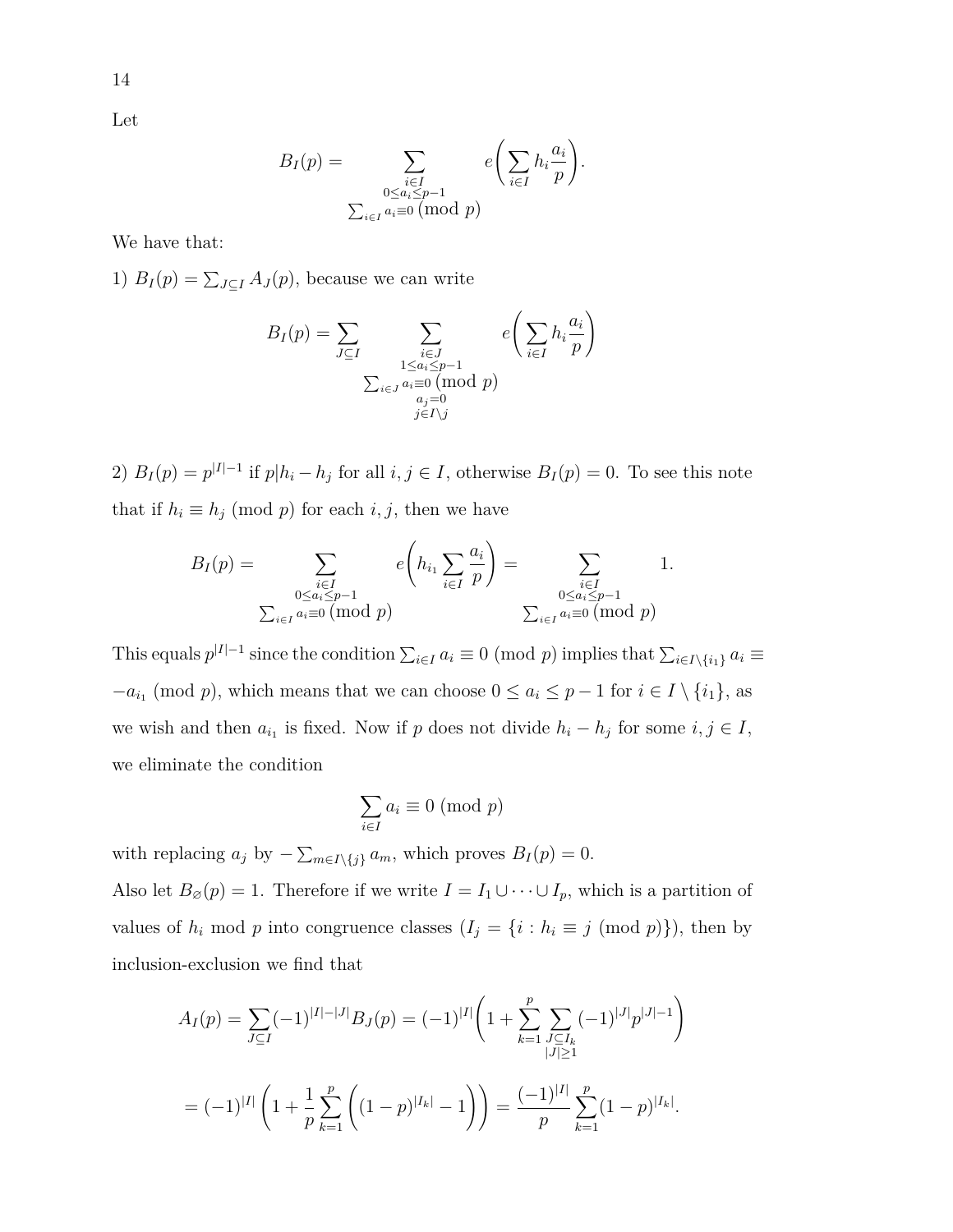Let

$$B_I(p) = \sum_{\substack{i\in I \\ 0\le a_i\le p-1 \\ \sum_{i\in I} a_i \equiv 0 \pmod p}} e\biggl(\sum_{i\in I} h_i \frac{a_i}{p}\biggr).$$

We have that:

1) $B_I(p) = \sum_{J\subseteq I} A_J(p)$, because we can write

$$B_I(p) = \sum_{J\subseteq I} \sum_{\substack{i\in J \\ 1\le a_i\le p-1 \\ \sum_{i\in J} a_i \equiv 0 \pmod p \\ a_j=0 \\ j\in I\setminus j}} e\biggl(\sum_{i\in I} h_i \frac{a_i}{p}\biggr)$$

2) $B_I(p) = p^{|I|-1}$ if $p|h_i - h_j$ for all $i, j \in I$, otherwise $B_I(p) = 0$. To see this note that if $h_i \equiv h_j \pmod p$ for each $i, j$, then we have

$$B_I(p) = \sum_{\substack{i\in I \\ 0\le a_i\le p-1 \\ \sum_{i\in I} a_i \equiv 0 \pmod p}} e\biggl(h_{i_1} \sum_{i\in I} \frac{a_i}{p}\biggr) = \sum_{\substack{i\in I \\ 0\le a_i\le p-1 \\ \sum_{i\in I} a_i \equiv 0 \pmod p}} 1.$$

This equals $p^{|I|-1}$ since the condition $\sum_{i\in I} a_i \equiv 0 \pmod p$ implies that $\sum_{i\in I\setminus\{i_1\}} a_i \equiv -a_{i_1} \pmod p$, which means that we can choose $0 \le a_i \le p-1$ for $i \in I \setminus \{i_1\}$, as we wish and then $a_{i_1}$ is fixed. Now if $p$ does not divide $h_i - h_j$ for some $i, j \in I$, we eliminate the condition

$$\sum_{i\in I} a_i \equiv 0 \pmod p$$

with replacing $a_j$ by $-\sum_{m\in I\setminus\{j\}} a_m$, which proves $B_I(p) = 0$.

Also let $B_\varnothing(p) = 1$. Therefore if we write $I = I_1 \cup \cdots \cup I_p$, which is a partition of values of $h_i$ mod $p$ into congruence classes ($I_j = \{i : h_i \equiv j \pmod p\}$), then by inclusion-exclusion we find that

$$A_I(p) = \sum_{J\subseteq I} (-1)^{|I|-|J|} B_J(p) = (-1)^{|I|} \biggl(1 + \sum_{k=1}^{p} \sum_{\substack{J\subseteq I_k \\ |J|\ge 1}} (-1)^{|J|} p^{|J|-1}\biggr)$$

$$= (-1)^{|I|} \left(1 + \frac{1}{p} \sum_{k=1}^{p} \left((1-p)^{|I_k|} - 1\right)\right) = \frac{(-1)^{|I|}}{p} \sum_{k=1}^{p} (1-p)^{|I_k|}.$$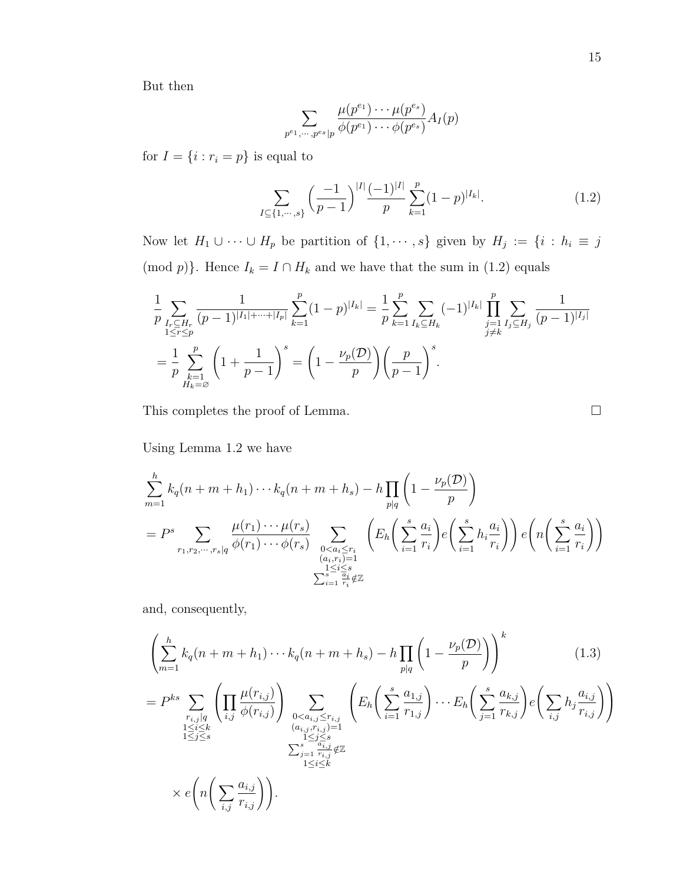But then

$$\sum_{p^{e_1},\cdots,p^{e_s}|p} \frac{\mu(p^{e_1})\cdots\mu(p^{e_s})}{\phi(p^{e_1})\cdots\phi(p^{e_s})} A_I(p)$$

for $I = \{i : r_i = p\}$ is equal to

$$\sum_{I\subseteq\{1,\cdots,s\}} \left(\frac{-1}{p-1}\right)^{|I|} \frac{(-1)^{|I|}}{p} \sum_{k=1}^{p} (1-p)^{|I_k|}. \tag{1.2}$$

Now let $H_1 \cup \cdots \cup H_p$ be partition of $\{1,\cdots,s\}$ given by $H_j := \{i : h_i \equiv j \pmod p\}$. Hence $I_k = I \cap H_k$ and we have that the sum in (1.2) equals

$$\frac{1}{p}\sum_{\substack{I_r\subseteq H_r\\1\le r\le p}} \frac{1}{(p-1)^{|I_1|+\cdots+|I_p|}} \sum_{k=1}^{p}(1-p)^{|I_k|} = \frac{1}{p}\sum_{k=1}^{p}\sum_{I_k\subseteq H_k}(-1)^{|I_k|}\prod_{\substack{j=1\\j\ne k}}^{p}\sum_{I_j\subseteq H_j}\frac{1}{(p-1)^{|I_j|}}$$
$$= \frac{1}{p}\sum_{\substack{k=1\\H_k=\varnothing}}^{p}\left(1+\frac{1}{p-1}\right)^s = \left(1-\frac{\nu_p(\mathcal{D})}{p}\right)\left(\frac{p}{p-1}\right)^s.$$

This completes the proof of Lemma. $\square$

Using Lemma 1.2 we have

$$\sum_{m=1}^{h} k_q(n+m+h_1)\cdots k_q(n+m+h_s) - h\prod_{p|q}\left(1-\frac{\nu_p(\mathcal{D})}{p}\right)$$
$$= P^s \sum_{r_1,r_2,\cdots,r_s|q}\frac{\mu(r_1)\cdots\mu(r_s)}{\phi(r_1)\cdots\phi(r_s)} \sum_{\substack{0<a_i\le r_i\\(a_i,r_i)=1\\1\le i\le s\\\sum_{i=1}^{s}\frac{a_i}{r_i}\notin\mathbb{Z}}} \left(E_h\left(\sum_{i=1}^{s}\frac{a_i}{r_i}\right)e\left(\sum_{i=1}^{s}h_i\frac{a_i}{r_i}\right)\right)e\left(n\left(\sum_{i=1}^{s}\frac{a_i}{r_i}\right)\right)$$

and, consequently,

$$\left(\sum_{m=1}^{h} k_q(n+m+h_1)\cdots k_q(n+m+h_s) - h\prod_{p|q}\left(1-\frac{\nu_p(\mathcal{D})}{p}\right)\right)^k \tag{1.3}$$
$$= P^{ks}\sum_{\substack{r_{i,j}|q\\1\le i\le k\\1\le j\le s}}\left(\prod_{i,j}\frac{\mu(r_{i,j})}{\phi(r_{i,j})}\right)\sum_{\substack{0<a_{i,j}\le r_{i,j}\\(a_{i,j},r_{i,j})=1\\1\le j\le s\\\sum_{j=1}^{s}\frac{a_{i,j}}{r_{i,j}}\notin\mathbb{Z}\\1\le i\le k}}\left(E_h\left(\sum_{i=1}^{s}\frac{a_{1,j}}{r_{1,j}}\right)\cdots E_h\left(\sum_{j=1}^{s}\frac{a_{k,j}}{r_{k,j}}\right)e\left(\sum_{i,j}h_j\frac{a_{i,j}}{r_{i,j}}\right)\right)$$
$$\times\, e\left(n\left(\sum_{i,j}\frac{a_{i,j}}{r_{i,j}}\right)\right).$$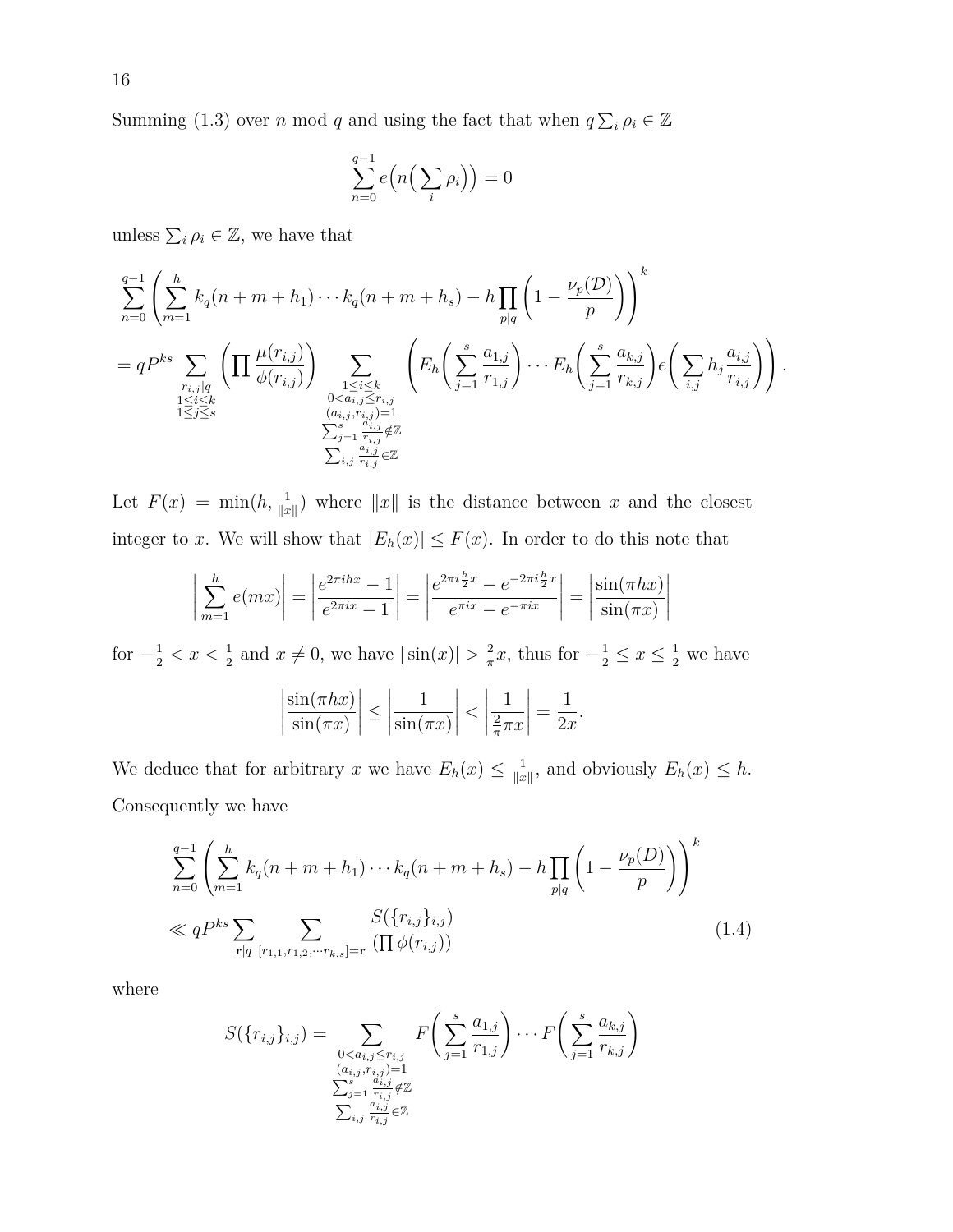Summing (1.3) over $n$ mod $q$ and using the fact that when $q\sum_i \rho_i \in \mathbb{Z}$

$$\sum_{n=0}^{q-1} e\Big(n\Big(\sum_i \rho_i\Big)\Big) = 0$$

unless $\sum_i \rho_i \in \mathbb{Z}$, we have that

$$\sum_{n=0}^{q-1}\left(\sum_{m=1}^{h} k_q(n+m+h_1)\cdots k_q(n+m+h_s) - h\prod_{p|q}\left(1-\frac{\nu_p(\mathcal{D})}{p}\right)\right)^k$$
$$= qP^{ks}\sum_{\substack{r_{i,j}|q\\ 1\le i\le k\\ 1\le j\le s}}\left(\prod\frac{\mu(r_{i,j})}{\phi(r_{i,j})}\right)\sum_{\substack{1\le i\le k\\ 0<a_{i,j}\le r_{i,j}\\ (a_{i,j},r_{i,j})=1\\ \sum_{j=1}^{s}\frac{a_{i,j}}{r_{i,j}}\notin\mathbb{Z}\\ \sum_{i,j}\frac{a_{i,j}}{r_{i,j}}\in\mathbb{Z}}}\left(E_h\Big(\sum_{j=1}^{s}\frac{a_{1,j}}{r_{1,j}}\Big)\cdots E_h\Big(\sum_{j=1}^{s}\frac{a_{k,j}}{r_{k,j}}\Big)e\Big(\sum_{i,j}h_j\frac{a_{i,j}}{r_{i,j}}\Big)\right).$$

Let $F(x) = \min(h, \frac{1}{\|x\|})$ where $\|x\|$ is the distance between $x$ and the closest integer to $x$. We will show that $|E_h(x)| \le F(x)$. In order to do this note that

$$\left|\sum_{m=1}^{h} e(mx)\right| = \left|\frac{e^{2\pi i hx}-1}{e^{2\pi i x}-1}\right| = \left|\frac{e^{2\pi i\frac{h}{2}x}-e^{-2\pi i\frac{h}{2}x}}{e^{\pi i x}-e^{-\pi i x}}\right| = \left|\frac{\sin(\pi hx)}{\sin(\pi x)}\right|$$

for $-\frac{1}{2}<x<\frac{1}{2}$ and $x\neq 0$, we have $|\sin(x)| > \frac{2}{\pi}x$, thus for $-\frac{1}{2}\le x\le\frac{1}{2}$ we have

$$\left|\frac{\sin(\pi hx)}{\sin(\pi x)}\right| \le \left|\frac{1}{\sin(\pi x)}\right| < \left|\frac{1}{\frac{2}{\pi}\pi x}\right| = \frac{1}{2x}.$$

We deduce that for arbitrary $x$ we have $E_h(x) \le \frac{1}{\|x\|}$, and obviously $E_h(x)\le h$. Consequently we have

$$\sum_{n=0}^{q-1}\left(\sum_{m=1}^{h} k_q(n+m+h_1)\cdots k_q(n+m+h_s) - h\prod_{p|q}\left(1-\frac{\nu_p(D)}{p}\right)\right)^k$$
$$\ll qP^{ks}\sum_{\mathbf{r}|q}\sum_{[r_{1,1},r_{1,2},\cdots r_{k,s}]=\mathbf{r}}\frac{S(\{r_{i,j}\}_{i,j})}{(\prod\phi(r_{i,j}))} \tag{1.4}$$

where

$$S(\{r_{i,j}\}_{i,j}) = \sum_{\substack{0<a_{i,j}\le r_{i,j}\\ (a_{i,j},r_{i,j})=1\\ \sum_{j=1}^{s}\frac{a_{i,j}}{r_{i,j}}\notin\mathbb{Z}\\ \sum_{i,j}\frac{a_{i,j}}{r_{i,j}}\in\mathbb{Z}}} F\Big(\sum_{j=1}^{s}\frac{a_{1,j}}{r_{1,j}}\Big)\cdots F\Big(\sum_{j=1}^{s}\frac{a_{k,j}}{r_{k,j}}\Big)$$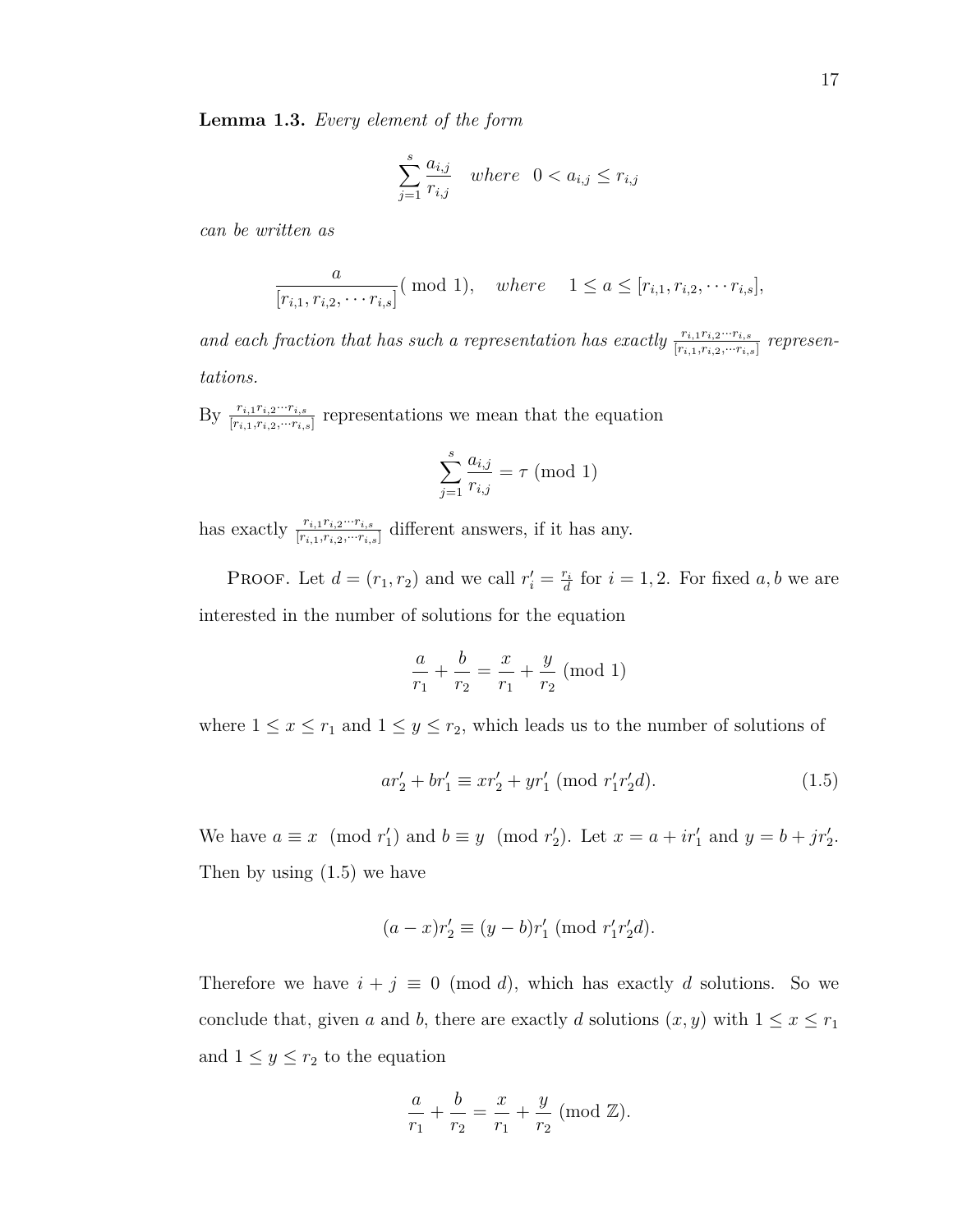**Lemma 1.3.** *Every element of the form*

$$\sum_{j=1}^{s} \frac{a_{i,j}}{r_{i,j}} \quad \text{where} \quad 0 < a_{i,j} \leq r_{i,j}$$

*can be written as*

$$\frac{a}{[r_{i,1}, r_{i,2}, \cdots r_{i,s}]} (\bmod 1), \quad \text{where} \quad 1 \leq a \leq [r_{i,1}, r_{i,2}, \cdots r_{i,s}],$$

*and each fraction that has such a representation has exactly* $\frac{r_{i,1} r_{i,2} \cdots r_{i,s}}{[r_{i,1}, r_{i,2}, \cdots r_{i,s}]}$ *representations.*

By $\frac{r_{i,1} r_{i,2} \cdots r_{i,s}}{[r_{i,1}, r_{i,2}, \cdots r_{i,s}]}$ representations we mean that the equation

$$\sum_{j=1}^{s} \frac{a_{i,j}}{r_{i,j}} = \tau \ (\text{mod } 1)$$

has exactly $\frac{r_{i,1} r_{i,2} \cdots r_{i,s}}{[r_{i,1}, r_{i,2}, \cdots r_{i,s}]}$ different answers, if it has any.

Proof. Let $d = (r_1, r_2)$ and we call $r'_i = \frac{r_i}{d}$ for $i = 1, 2$. For fixed $a, b$ we are interested in the number of solutions for the equation

$$\frac{a}{r_1} + \frac{b}{r_2} = \frac{x}{r_1} + \frac{y}{r_2} \ (\text{mod } 1)$$

where $1 \leq x \leq r_1$ and $1 \leq y \leq r_2$, which leads us to the number of solutions of

$$ar'_2 + br'_1 \equiv xr'_2 + yr'_1 \ (\text{mod } r'_1 r'_2 d). \tag{1.5}$$

We have $a \equiv x \pmod{r'_1}$ and $b \equiv y \pmod{r'_2}$. Let $x = a + ir'_1$ and $y = b + jr'_2$. Then by using (1.5) we have

$$(a - x)r'_2 \equiv (y - b)r'_1 \ (\text{mod } r'_1 r'_2 d).$$

Therefore we have $i + j \equiv 0 \pmod{d}$, which has exactly $d$ solutions. So we conclude that, given $a$ and $b$, there are exactly $d$ solutions $(x, y)$ with $1 \leq x \leq r_1$ and $1 \leq y \leq r_2$ to the equation

$$\frac{a}{r_1} + \frac{b}{r_2} = \frac{x}{r_1} + \frac{y}{r_2} \ (\text{mod } \mathbb{Z}).$$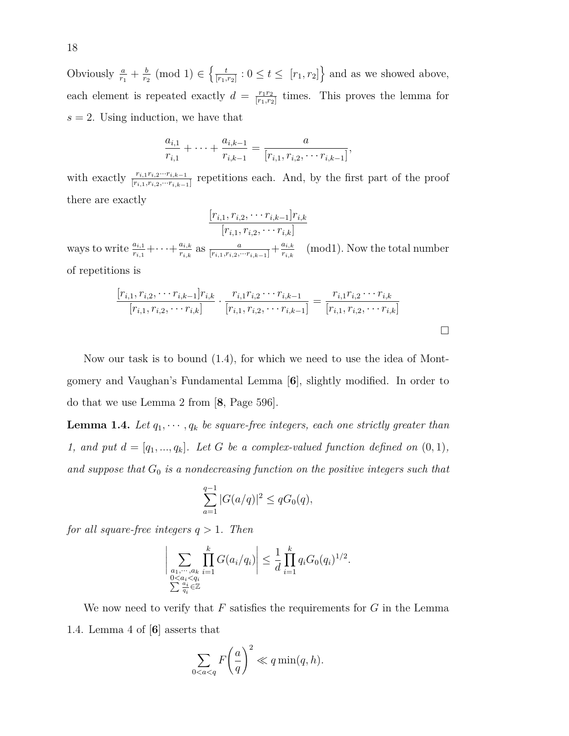Obviously $\frac{a}{r_1} + \frac{b}{r_2} \pmod 1 \in \left\{ \frac{t}{[r_1,r_2]} : 0 \le t \le \ [r_1, r_2] \right\}$ and as we showed above, each element is repeated exactly $d = \frac{r_1 r_2}{[r_1,r_2]}$ times. This proves the lemma for $s = 2$. Using induction, we have that

$$\frac{a_{i,1}}{r_{i,1}} + \cdots + \frac{a_{i,k-1}}{r_{i,k-1}} = \frac{a}{[r_{i,1}, r_{i,2}, \cdots r_{i,k-1}]},$$

with exactly $\frac{r_{i,1} r_{i,2} \cdots r_{i,k-1}}{[r_{i,1}, r_{i,2}, \cdots r_{i,k-1}]}$ repetitions each. And, by the first part of the proof there are exactly

$$\frac{[r_{i,1}, r_{i,2}, \cdots r_{i,k-1}] r_{i,k}}{[r_{i,1}, r_{i,2}, \cdots r_{i,k}]}$$

ways to write $\frac{a_{i,1}}{r_{i,1}} + \cdots + \frac{a_{i,k}}{r_{i,k}}$ as $\frac{a}{[r_{i,1}, r_{i,2}, \cdots r_{i,k-1}]} + \frac{a_{i,k}}{r_{i,k}} \pmod 1$. Now the total number of repetitions is

$$\frac{[r_{i,1}, r_{i,2}, \cdots r_{i,k-1}] r_{i,k}}{[r_{i,1}, r_{i,2}, \cdots r_{i,k}]} \cdot \frac{r_{i,1} r_{i,2} \cdots r_{i,k-1}}{[r_{i,1}, r_{i,2}, \cdots r_{i,k-1}]} = \frac{r_{i,1} r_{i,2} \cdots r_{i,k}}{[r_{i,1}, r_{i,2}, \cdots r_{i,k}]}$$

□

Now our task is to bound (1.4), for which we need to use the idea of Montgomery and Vaughan's Fundamental Lemma [**6**], slightly modified. In order to do that we use Lemma 2 from [**8**, Page 596].

**Lemma 1.4.** *Let $q_1, \cdots, q_k$ be square-free integers, each one strictly greater than 1, and put $d = [q_1, ..., q_k]$. Let $G$ be a complex-valued function defined on $(0, 1)$, and suppose that $G_0$ is a nondecreasing function on the positive integers such that*

$$\sum_{a=1}^{q-1} |G(a/q)|^2 \le q G_0(q),$$

*for all square-free integers $q > 1$. Then*

$$\left| \sum_{\substack{a_1, \cdots, a_k \\ 0 < a_i < q_i \\ \sum \frac{a_i}{q_i} \in \mathbb{Z}}} \prod_{i=1}^{k} G(a_i/q_i) \right| \le \frac{1}{d} \prod_{i=1}^{k} q_i G_0(q_i)^{1/2}.$$

We now need to verify that $F$ satisfies the requirements for $G$ in the Lemma 1.4. Lemma 4 of [**6**] asserts that

$$\sum_{0<a<q} F\left(\frac{a}{q}\right)^2 \ll q \min(q, h).$$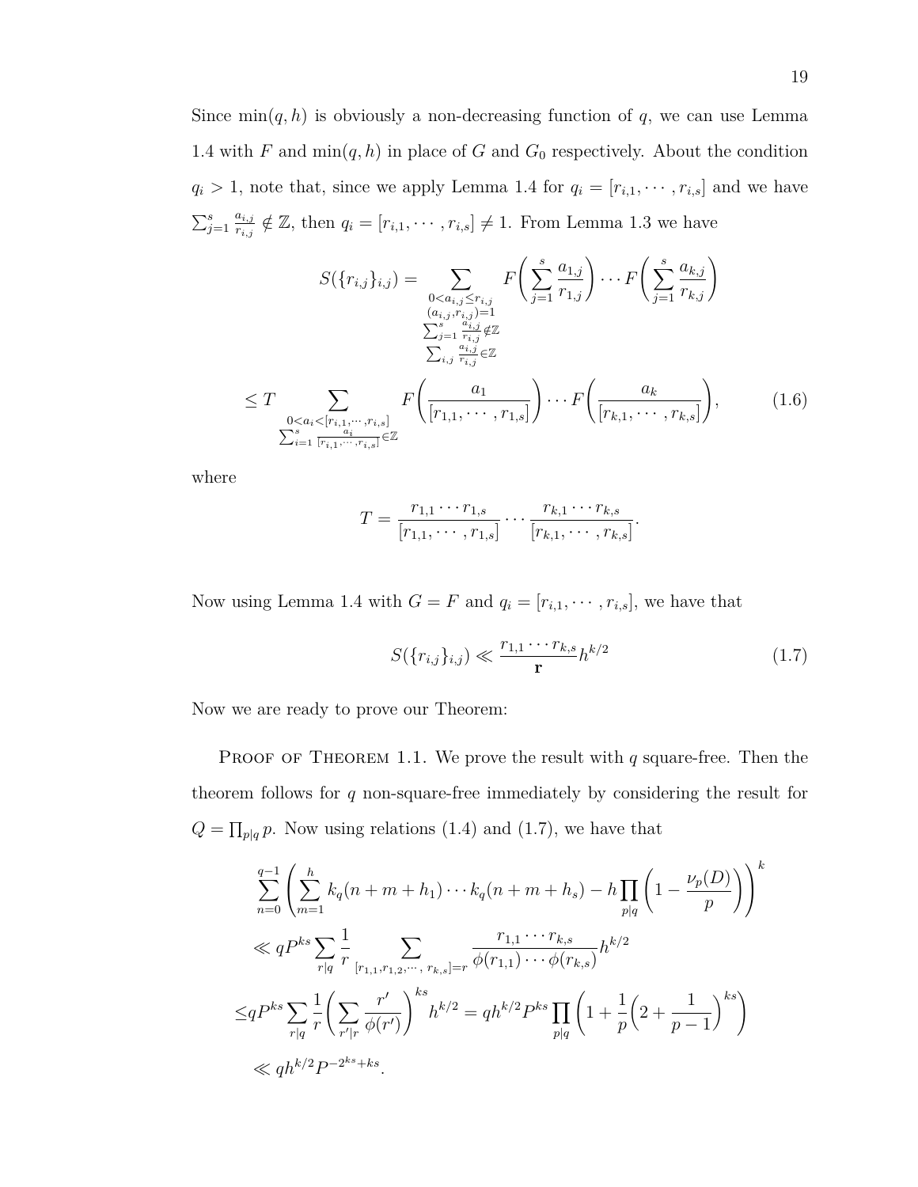Since $\min(q, h)$ is obviously a non-decreasing function of $q$, we can use Lemma 1.4 with $F$ and $\min(q, h)$ in place of $G$ and $G_0$ respectively. About the condition $q_i > 1$, note that, since we apply Lemma 1.4 for $q_i = [r_{i,1}, \cdots, r_{i,s}]$ and we have $\sum_{j=1}^{s} \frac{a_{i,j}}{r_{i,j}} \notin \mathbb{Z}$, then $q_i = [r_{i,1}, \cdots, r_{i,s}] \neq 1$. From Lemma 1.3 we have

$$
\begin{aligned}
S(\{r_{i,j}\}_{i,j}) &= \sum_{\substack{0<a_{i,j}\leq r_{i,j} \\ (a_{i,j}, r_{i,j})=1 \\ \sum_{j=1}^{s} \frac{a_{i,j}}{r_{i,j}} \notin \mathbb{Z} \\ \sum_{i,j} \frac{a_{i,j}}{r_{i,j}} \in \mathbb{Z}}} F\left(\sum_{j=1}^{s} \frac{a_{1,j}}{r_{1,j}}\right) \cdots F\left(\sum_{j=1}^{s} \frac{a_{k,j}}{r_{k,j}}\right) \\
&\leq T \sum_{\substack{0<a_i<[r_{i,1},\cdots,r_{i,s}] \\ \sum_{i=1}^{s} \frac{a_i}{[r_{i,1},\cdots,r_{i,s}]} \in \mathbb{Z}}} F\left(\frac{a_1}{[r_{1,1}, \cdots, r_{1,s}]}\right) \cdots F\left(\frac{a_k}{[r_{k,1}, \cdots, r_{k,s}]}\right), \qquad (1.6)
\end{aligned}
$$

where

$$
T = \frac{r_{1,1} \cdots r_{1,s}}{[r_{1,1}, \cdots, r_{1,s}]} \cdots \frac{r_{k,1} \cdots r_{k,s}}{[r_{k,1}, \cdots, r_{k,s}]}.
$$

Now using Lemma 1.4 with $G = F$ and $q_i = [r_{i,1}, \cdots, r_{i,s}]$, we have that

$$
S(\{r_{i,j}\}_{i,j}) \ll \frac{r_{1,1} \cdots r_{k,s}}{\mathbf{r}} h^{k/2} \qquad (1.7)
$$

Now we are ready to prove our Theorem:

Proof of Theorem 1.1. We prove the result with $q$ square-free. Then the theorem follows for $q$ non-square-free immediately by considering the result for $Q = \prod_{p|q} p$. Now using relations (1.4) and (1.7), we have that

$$
\begin{aligned}
&\sum_{n=0}^{q-1} \left( \sum_{m=1}^{h} k_q(n+m+h_1) \cdots k_q(n+m+h_s) - h \prod_{p|q} \left(1 - \frac{\nu_p(D)}{p}\right) \right)^k \\
&\ll qP^{ks} \sum_{r|q} \frac{1}{r} \sum_{[r_{1,1}, r_{1,2}, \cdots, r_{k,s}]=r} \frac{r_{1,1} \cdots r_{k,s}}{\phi(r_{1,1}) \cdots \phi(r_{k,s})} h^{k/2} \\
&\leq qP^{ks} \sum_{r|q} \frac{1}{r} \left( \sum_{r'|r} \frac{r'}{\phi(r')} \right)^{ks} h^{k/2} = qh^{k/2} P^{ks} \prod_{p|q} \left(1 + \frac{1}{p}\left(2 + \frac{1}{p-1}\right)^{ks}\right) \\
&\ll qh^{k/2} P^{-2^{ks}+ks}.
\end{aligned}
$$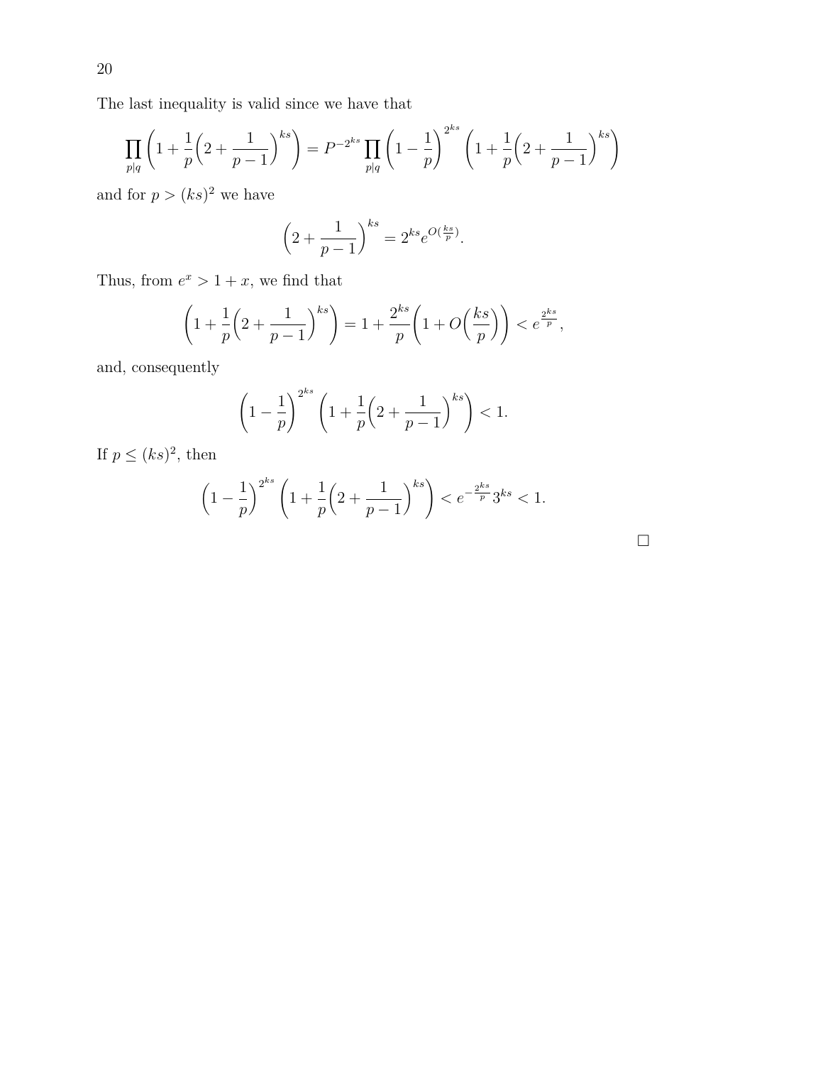The last inequality is valid since we have that

$$\prod_{p|q}\left(1+\frac{1}{p}\Big(2+\frac{1}{p-1}\Big)^{ks}\right) = P^{-2^{ks}}\prod_{p|q}\left(1-\frac{1}{p}\right)^{2^{ks}}\left(1+\frac{1}{p}\Big(2+\frac{1}{p-1}\Big)^{ks}\right)$$

and for $p>(ks)^2$ we have

$$\Big(2+\frac{1}{p-1}\Big)^{ks} = 2^{ks}e^{O(\frac{ks}{p})}.$$

Thus, from $e^x > 1+x$, we find that

$$\left(1+\frac{1}{p}\Big(2+\frac{1}{p-1}\Big)^{ks}\right) = 1+\frac{2^{ks}}{p}\left(1+O\Big(\frac{ks}{p}\Big)\right) < e^{\frac{2^{ks}}{p}},$$

and, consequently

$$\left(1-\frac{1}{p}\right)^{2^{ks}}\left(1+\frac{1}{p}\Big(2+\frac{1}{p-1}\Big)^{ks}\right) < 1.$$

If $p\le (ks)^2$, then

$$\left(1-\frac{1}{p}\right)^{2^{ks}}\left(1+\frac{1}{p}\Big(2+\frac{1}{p-1}\Big)^{ks}\right) < e^{-\frac{2^{ks}}{p}}3^{ks} < 1.$$

□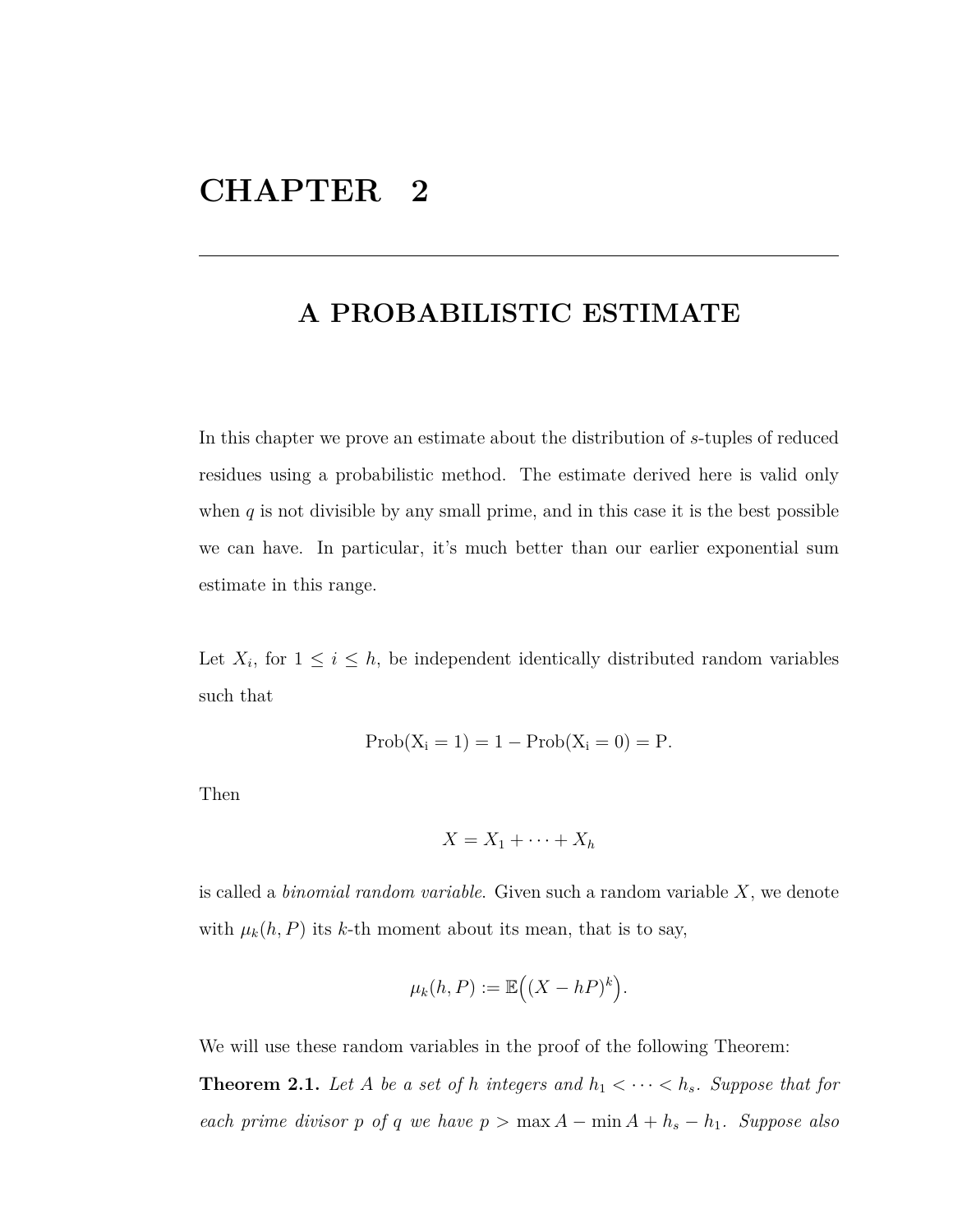# CHAPTER 2

---

## A PROBABILISTIC ESTIMATE

In this chapter we prove an estimate about the distribution of $s$-tuples of reduced residues using a probabilistic method. The estimate derived here is valid only when $q$ is not divisible by any small prime, and in this case it is the best possible we can have. In particular, it's much better than our earlier exponential sum estimate in this range.

Let $X_i$, for $1 \leq i \leq h$, be independent identically distributed random variables such that

$$\mathrm{Prob}(\mathrm{X_i} = 1) = 1 - \mathrm{Prob}(\mathrm{X_i} = 0) = \mathrm{P}.$$

Then

$$X = X_1 + \cdots + X_h$$

is called a *binomial random variable*. Given such a random variable $X$, we denote with $\mu_k(h, P)$ its $k$-th moment about its mean, that is to say,

$$\mu_k(h, P) := \mathbb{E}\Big((X - hP)^k\Big).$$

We will use these random variables in the proof of the following Theorem:

**Theorem 2.1.** *Let $A$ be a set of $h$ integers and $h_1 < \cdots < h_s$. Suppose that for each prime divisor $p$ of $q$ we have $p > \max A - \min A + h_s - h_1$. Suppose also*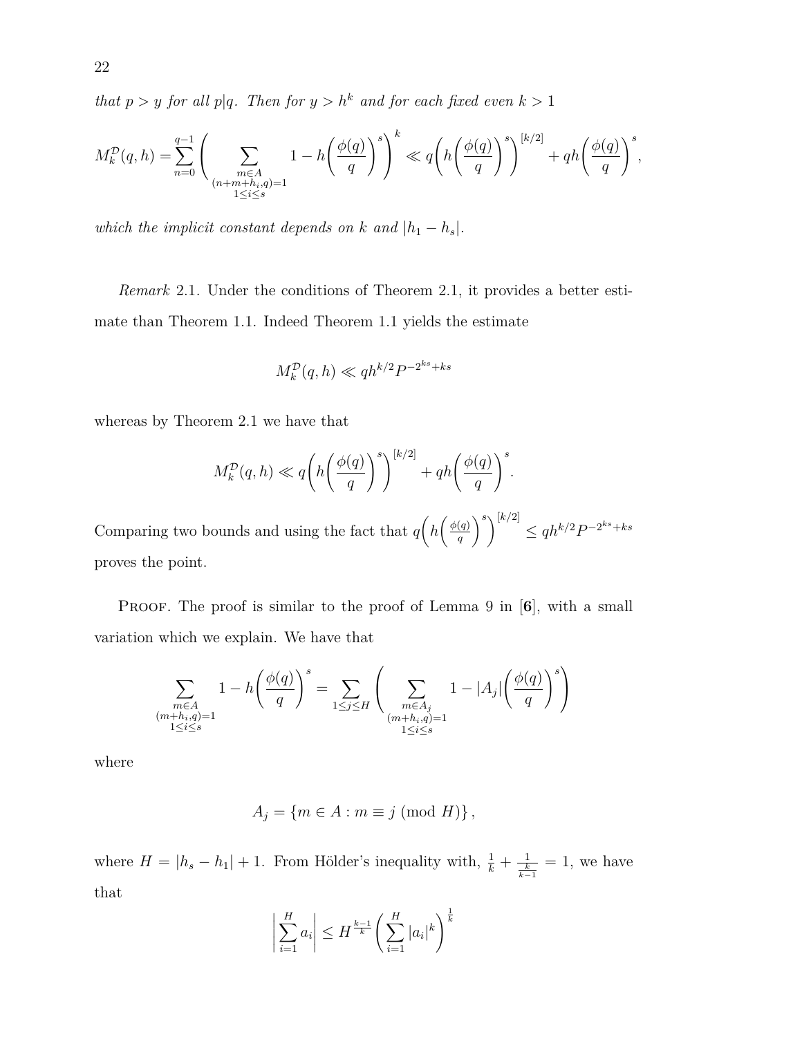*that $p > y$ for all $p|q$. Then for $y > h^k$ and for each fixed even $k > 1$*

$$M_k^{\mathcal{D}}(q,h) = \sum_{n=0}^{q-1} \Bigg( \sum_{\substack{m \in A \\ (n+m+h_i,q)=1 \\ 1 \le i \le s}} 1 - h\bigg(\frac{\phi(q)}{q}\bigg)^s \Bigg)^k \ll q\bigg(h\bigg(\frac{\phi(q)}{q}\bigg)^s\bigg)^{[k/2]} + qh\bigg(\frac{\phi(q)}{q}\bigg)^s,$$

*which the implicit constant depends on $k$ and $|h_1 - h_s|$.*

*Remark* 2.1. Under the conditions of Theorem 2.1, it provides a better estimate than Theorem 1.1. Indeed Theorem 1.1 yields the estimate

$$M_k^{\mathcal{D}}(q,h) \ll qh^{k/2}P^{-2^{ks}+ks}$$

whereas by Theorem 2.1 we have that

$$M_k^{\mathcal{D}}(q,h) \ll q\bigg(h\bigg(\frac{\phi(q)}{q}\bigg)^s\bigg)^{[k/2]} + qh\bigg(\frac{\phi(q)}{q}\bigg)^s.$$

Comparing two bounds and using the fact that $q\Big(h\Big(\frac{\phi(q)}{q}\Big)^s\Big)^{[k/2]} \le qh^{k/2}P^{-2^{ks}+ks}$ proves the point.

Proof. The proof is similar to the proof of Lemma 9 in [**6**], with a small variation which we explain. We have that

$$\sum_{\substack{m \in A \\ (m+h_i,q)=1 \\ 1 \le i \le s}} 1 - h\bigg(\frac{\phi(q)}{q}\bigg)^s = \sum_{1 \le j \le H} \Bigg( \sum_{\substack{m \in A_j \\ (m+h_i,q)=1 \\ 1 \le i \le s}} 1 - |A_j|\bigg(\frac{\phi(q)}{q}\bigg)^s \Bigg)$$

where

$$A_j = \{m \in A : m \equiv j \ (\mathrm{mod}\ H)\},$$

where $H = |h_s - h_1| + 1$. From Hölder's inequality with, $\frac{1}{k} + \frac{1}{\frac{k}{k-1}} = 1$, we have that

$$\left| \sum_{i=1}^{H} a_i \right| \le H^{\frac{k-1}{k}} \left( \sum_{i=1}^{H} |a_i|^k \right)^{\frac{1}{k}}$$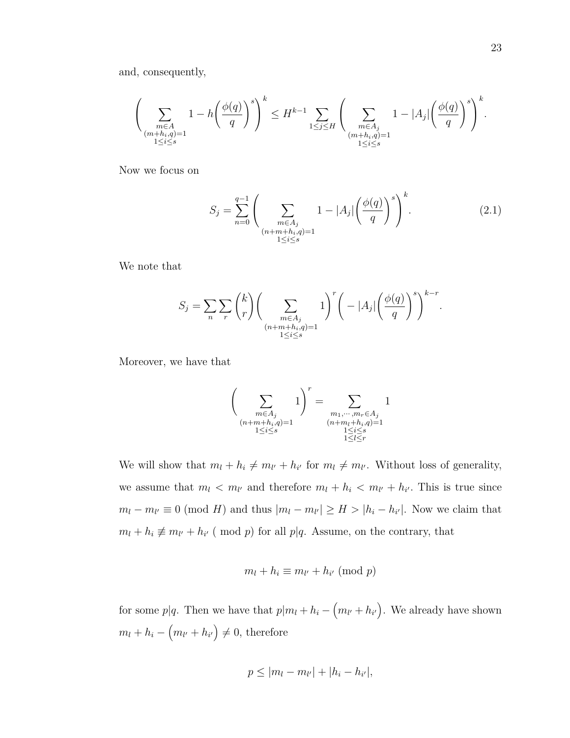and, consequently,

$$\Bigg( \sum_{\substack{m \in A \\ (m+h_i,q)=1 \\ 1 \le i \le s}} 1 - h\Big(\frac{\phi(q)}{q}\Big)^s \Bigg)^k \le H^{k-1} \sum_{1 \le j \le H} \Bigg( \sum_{\substack{m \in A_j \\ (m+h_i,q)=1 \\ 1 \le i \le s}} 1 - |A_j|\Big(\frac{\phi(q)}{q}\Big)^s \Bigg)^k.$$

Now we focus on

$$S_j = \sum_{n=0}^{q-1} \Bigg( \sum_{\substack{m \in A_j \\ (n+m+h_i,q)=1 \\ 1 \le i \le s}} 1 - |A_j|\Big(\frac{\phi(q)}{q}\Big)^s \Bigg)^k. \tag{2.1}$$

We note that

$$S_j = \sum_n \sum_r \binom{k}{r} \Bigg( \sum_{\substack{m \in A_j \\ (n+m+h_i,q)=1 \\ 1 \le i \le s}} 1 \Bigg)^r \Bigg( -|A_j|\Big(\frac{\phi(q)}{q}\Big)^s \Bigg)^{k-r}.$$

Moreover, we have that

$$\Bigg( \sum_{\substack{m \in A_j \\ (n+m+h_i,q)=1 \\ 1 \le i \le s}} 1 \Bigg)^r = \sum_{\substack{m_1,\cdots,m_r \in A_j \\ (n+m_l+h_i,q)=1 \\ 1 \le i \le s \\ 1 \le l \le r}} 1$$

We will show that $m_l + h_i \ne m_{l'} + h_{i'}$ for $m_l \ne m_{l'}$. Without loss of generality, we assume that $m_l < m_{l'}$ and therefore $m_l + h_i < m_{l'} + h_{i'}$. This is true since $m_l - m_{l'} \equiv 0 \pmod H$ and thus $|m_l - m_{l'}| \ge H > |h_i - h_{i'}|$. Now we claim that $m_l + h_i \not\equiv m_{l'} + h_{i'} \ (\bmod\ p)$ for all $p|q$. Assume, on the contrary, that

$$m_l + h_i \equiv m_{l'} + h_{i'} \pmod p$$

for some $p|q$. Then we have that $p | m_l + h_i - \Big(m_{l'} + h_{i'}\Big)$. We already have shown $m_l + h_i - \Big(m_{l'} + h_{i'}\Big) \ne 0$, therefore

$$p \le |m_l - m_{l'}| + |h_i - h_{i'}|,$$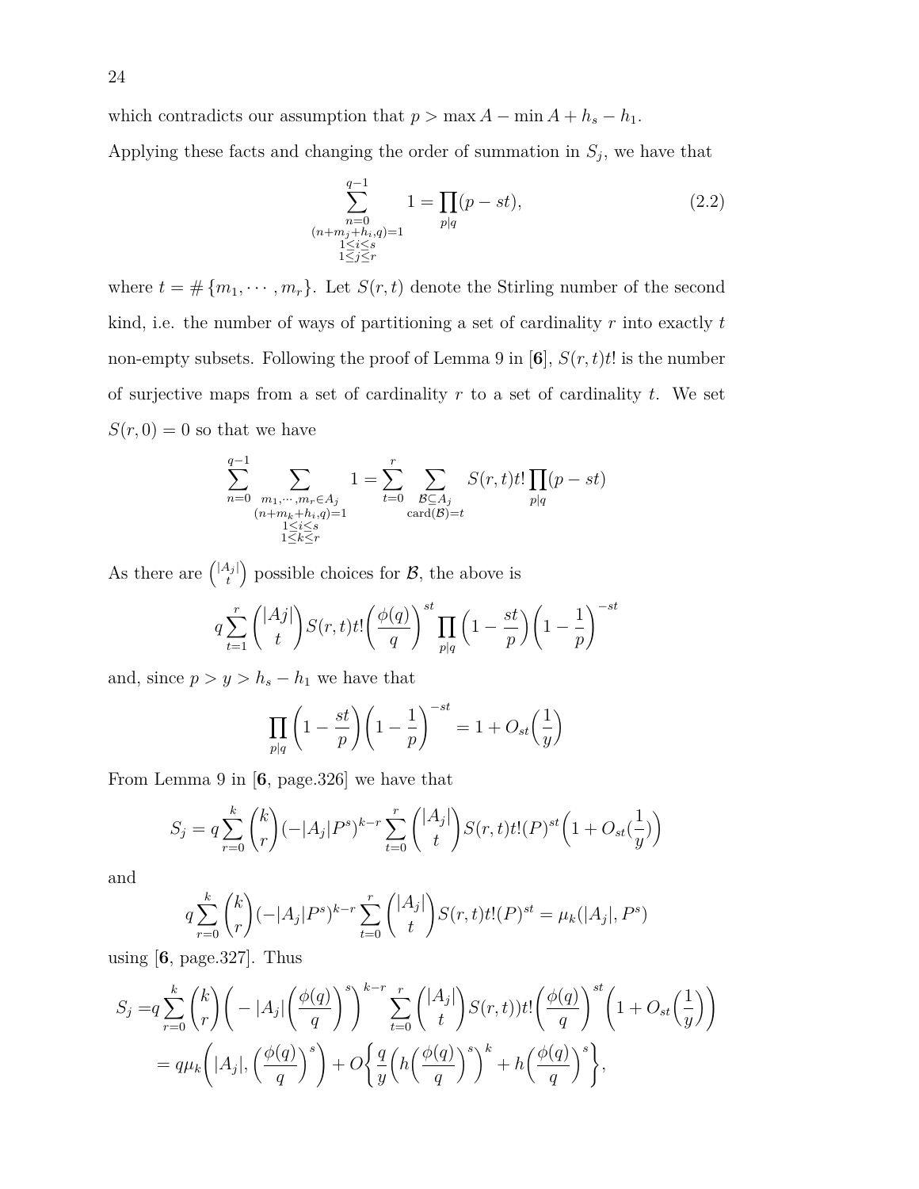which contradicts our assumption that $p > \max A - \min A + h_s - h_1$.

Applying these facts and changing the order of summation in $S_j$, we have that

$$\sum_{\substack{n=0 \\ (n+m_j+h_i,q)=1 \\ 1\leq i\leq s \\ 1\leq j\leq r}}^{q-1} 1 = \prod_{p|q}(p - st), \tag{2.2}$$

where $t = \#\{m_1, \cdots, m_r\}$. Let $S(r,t)$ denote the Stirling number of the second kind, i.e. the number of ways of partitioning a set of cardinality $r$ into exactly $t$ non-empty subsets. Following the proof of Lemma 9 in [**6**], $S(r,t)t!$ is the number of surjective maps from a set of cardinality $r$ to a set of cardinality $t$. We set $S(r,0) = 0$ so that we have

$$\sum_{n=0}^{q-1} \sum_{\substack{m_1,\cdots,m_r \in A_j \\ (n+m_k+h_i,q)=1 \\ 1\leq i\leq s \\ 1\leq k\leq r}} 1 = \sum_{t=0}^{r} \sum_{\substack{\mathcal{B}\subseteq A_j \\ \text{card}(\mathcal{B})=t}} S(r,t)t! \prod_{p|q}(p - st)$$

As there are $\binom{|A_j|}{t}$ possible choices for $\mathcal{B}$, the above is

$$q\sum_{t=1}^{r} \binom{|Aj|}{t} S(r,t)t! \bigg(\frac{\phi(q)}{q}\bigg)^{st} \prod_{p|q}\Big(1 - \frac{st}{p}\Big)\Big(1 - \frac{1}{p}\Big)^{-st}$$

and, since $p > y > h_s - h_1$ we have that

$$\prod_{p|q}\Big(1 - \frac{st}{p}\Big)\Big(1 - \frac{1}{p}\Big)^{-st} = 1 + O_{st}\Big(\frac{1}{y}\Big)$$

From Lemma 9 in [**6**, page.326] we have that

$$S_j = q\sum_{r=0}^{k} \binom{k}{r} (-|A_j|P^s)^{k-r} \sum_{t=0}^{r} \binom{|A_j|}{t} S(r,t)t!(P)^{st}\Big(1 + O_{st}(\frac{1}{y})\Big)$$

and

$$q\sum_{r=0}^{k} \binom{k}{r} (-|A_j|P^s)^{k-r} \sum_{t=0}^{r} \binom{|A_j|}{t} S(r,t)t!(P)^{st} = \mu_k(|A_j|, P^s)$$

using [**6**, page.327]. Thus

$$\begin{aligned} S_j =& q\sum_{r=0}^{k} \binom{k}{r} \bigg(-|A_j|\bigg(\frac{\phi(q)}{q}\bigg)^{s}\bigg)^{k-r} \sum_{t=0}^{r} \binom{|A_j|}{t} S(r,t))t! \bigg(\frac{\phi(q)}{q}\bigg)^{st}\bigg(1 + O_{st}\Big(\frac{1}{y}\Big)\bigg) \\ =& \, q\mu_k\bigg(|A_j|, \Big(\frac{\phi(q)}{q}\Big)^{s}\bigg) + O\bigg\{\frac{q}{y}\Big(h\Big(\frac{\phi(q)}{q}\Big)^{s}\Big)^{k} + h\Big(\frac{\phi(q)}{q}\Big)^{s}\bigg\}, \end{aligned}$$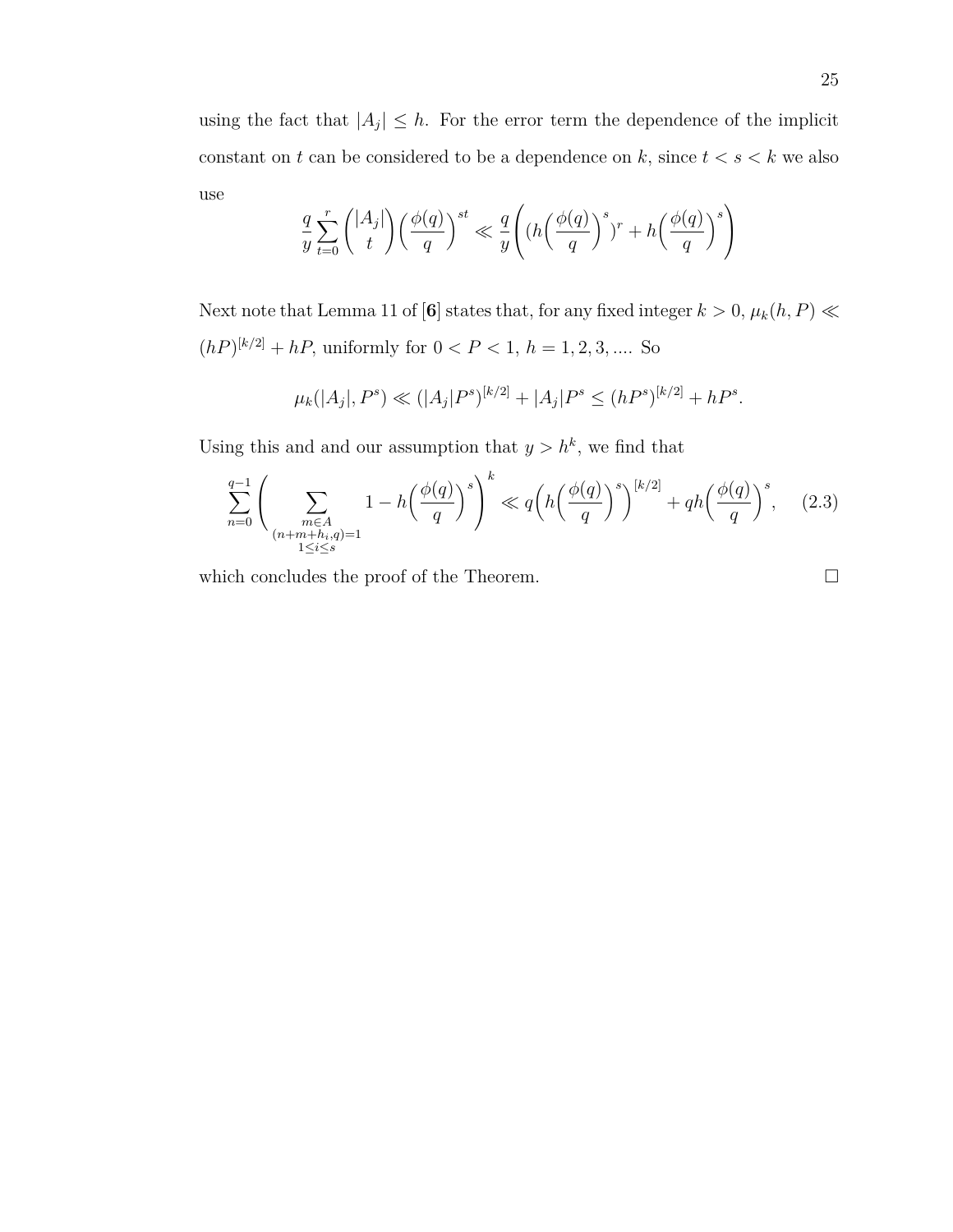using the fact that $|A_j| \leq h$. For the error term the dependence of the implicit constant on $t$ can be considered to be a dependence on $k$, since $t < s < k$ we also use

$$\frac{q}{y}\sum_{t=0}^{r}\binom{|A_j|}{t}\Big(\frac{\phi(q)}{q}\Big)^{st} \ll \frac{q}{y}\Bigg((h\Big(\frac{\phi(q)}{q}\Big)^{s})^{r} + h\Big(\frac{\phi(q)}{q}\Big)^{s}\Bigg)$$

Next note that Lemma 11 of [**6**] states that, for any fixed integer $k > 0$, $\mu_k(h, P) \ll (hP)^{[k/2]} + hP$, uniformly for $0 < P < 1$, $h = 1, 2, 3, ....$ So

$$\mu_k(|A_j|, P^s) \ll (|A_j|P^s)^{[k/2]} + |A_j|P^s \leq (hP^s)^{[k/2]} + hP^s.$$

Using this and and our assumption that $y > h^k$, we find that

$$\sum_{n=0}^{q-1}\Bigg(\sum_{\substack{m\in A\\(n+m+h_i,q)=1\\1\leq i\leq s}} 1 - h\Big(\frac{\phi(q)}{q}\Big)^{s}\Bigg)^{k} \ll q\Big(h\Big(\frac{\phi(q)}{q}\Big)^{s}\Big)^{[k/2]} + qh\Big(\frac{\phi(q)}{q}\Big)^{s}, \quad (2.3)$$

which concludes the proof of the Theorem. $\square$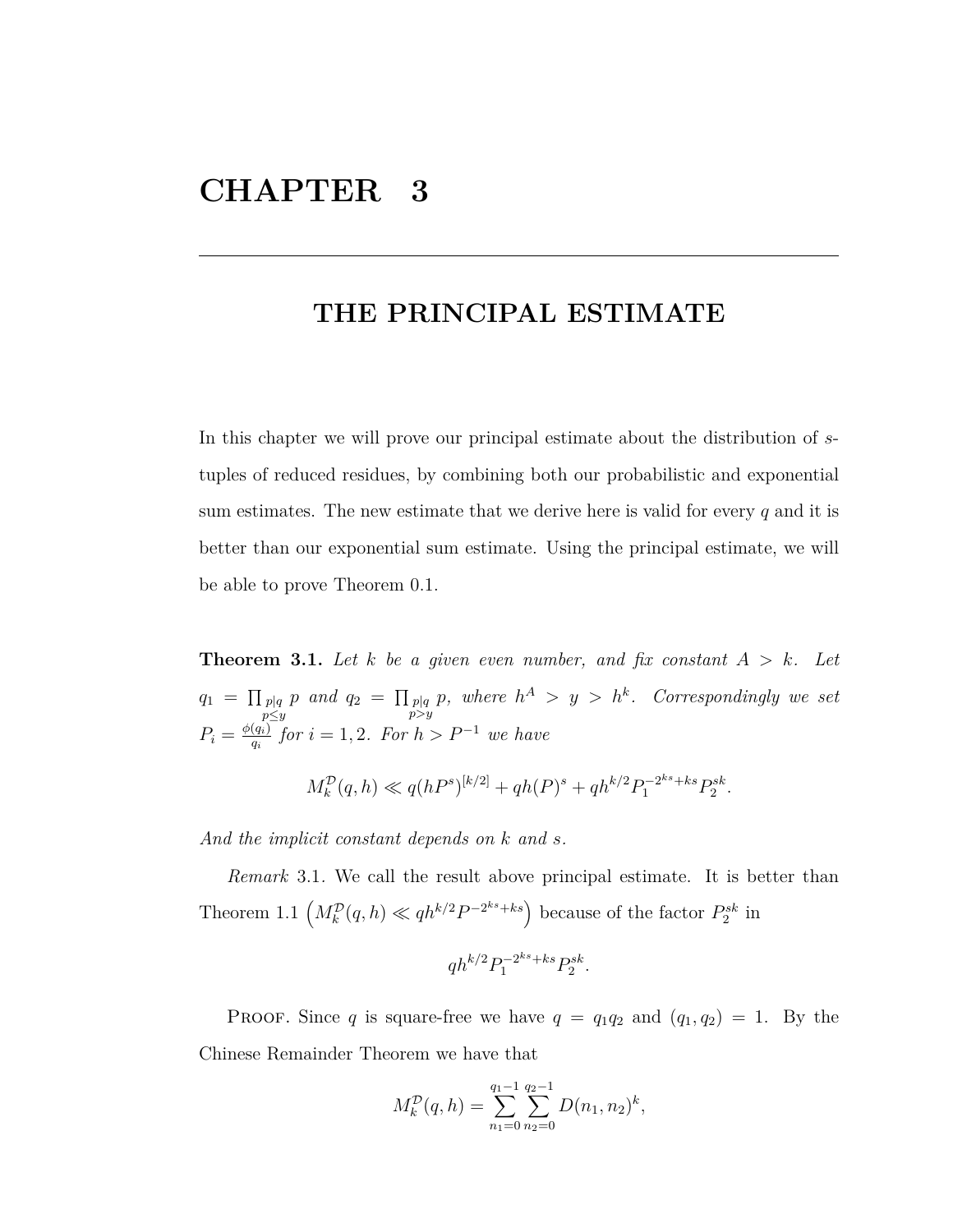# CHAPTER 3

## THE PRINCIPAL ESTIMATE

In this chapter we will prove our principal estimate about the distribution of $s$-tuples of reduced residues, by combining both our probabilistic and exponential sum estimates. The new estimate that we derive here is valid for every $q$ and it is better than our exponential sum estimate. Using the principal estimate, we will be able to prove Theorem 0.1.

**Theorem 3.1.** *Let $k$ be a given even number, and fix constant $A > k$. Let $q_1 = \prod_{\substack{p|q \\ p \le y}} p$ and $q_2 = \prod_{\substack{p|q \\ p > y}} p$, where $h^A > y > h^k$. Correspondingly we set $P_i = \frac{\phi(q_i)}{q_i}$ for $i = 1, 2$. For $h > P^{-1}$ we have*

$$M_k^{\mathcal{D}}(q,h) \ll q(hP^s)^{[k/2]} + qh(P)^s + qh^{k/2}P_1^{-2^{ks}+ks}P_2^{sk}.$$

*And the implicit constant depends on $k$ and $s$.*

*Remark* 3.1. We call the result above principal estimate. It is better than Theorem 1.1 $\left(M_k^{\mathcal{D}}(q,h) \ll qh^{k/2}P^{-2^{ks}+ks}\right)$ because of the factor $P_2^{sk}$ in

$$qh^{k/2}P_1^{-2^{ks}+ks}P_2^{sk}.$$

Proof. Since $q$ is square-free we have $q = q_1 q_2$ and $(q_1, q_2) = 1$. By the Chinese Remainder Theorem we have that

$$M_k^{\mathcal{D}}(q,h) = \sum_{n_1=0}^{q_1-1}\sum_{n_2=0}^{q_2-1} D(n_1,n_2)^k,$$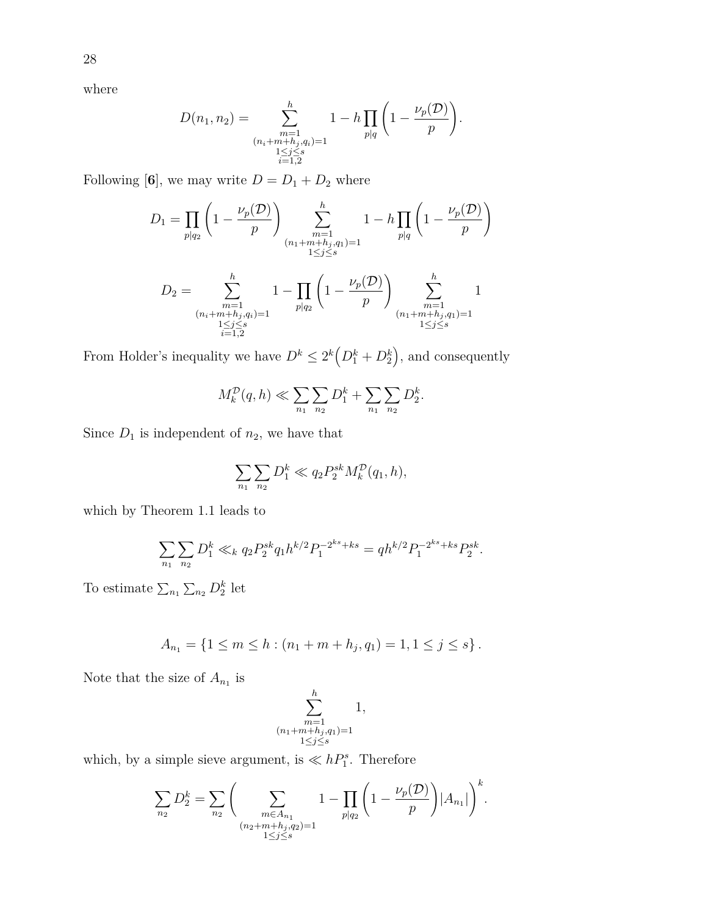where

$$D(n_1, n_2) = \sum_{\substack{m=1 \\ (n_i+m+h_j, q_i)=1 \\ 1 \le j \le s \\ i=1,2}}^{h} 1 - h \prod_{p|q} \left(1 - \frac{\nu_p(\mathcal{D})}{p}\right).$$

Following [**6**], we may write $D = D_1 + D_2$ where

$$D_1 = \prod_{p|q_2} \left(1 - \frac{\nu_p(\mathcal{D})}{p}\right) \sum_{\substack{m=1 \\ (n_1+m+h_j, q_1)=1 \\ 1 \le j \le s}}^{h} 1 - h \prod_{p|q} \left(1 - \frac{\nu_p(\mathcal{D})}{p}\right)$$

$$D_2 = \sum_{\substack{m=1 \\ (n_i+m+h_j, q_i)=1 \\ 1 \le j \le s \\ i=1,2}}^{h} 1 - \prod_{p|q_2} \left(1 - \frac{\nu_p(\mathcal{D})}{p}\right) \sum_{\substack{m=1 \\ (n_1+m+h_j, q_1)=1 \\ 1 \le j \le s}}^{h} 1$$

From Holder's inequality we have $D^k \le 2^k \Big(D_1^k + D_2^k\Big)$, and consequently

$$M_k^{\mathcal{D}}(q, h) \ll \sum_{n_1} \sum_{n_2} D_1^k + \sum_{n_1} \sum_{n_2} D_2^k.$$

Since $D_1$ is independent of $n_2$, we have that

$$\sum_{n_1} \sum_{n_2} D_1^k \ll q_2 P_2^{sk} M_k^{\mathcal{D}}(q_1, h),$$

which by Theorem 1.1 leads to

$$\sum_{n_1} \sum_{n_2} D_1^k \ll_k q_2 P_2^{sk} q_1 h^{k/2} P_1^{-2^{ks}+ks} = q h^{k/2} P_1^{-2^{ks}+ks} P_2^{sk}.$$

To estimate $\sum_{n_1} \sum_{n_2} D_2^k$ let

$$A_{n_1} = \left\{1 \le m \le h : (n_1 + m + h_j, q_1) = 1, 1 \le j \le s\right\}.$$

Note that the size of $A_{n_1}$ is

$$\sum_{\substack{m=1 \\ (n_1+m+h_j, q_1)=1 \\ 1 \le j \le s}}^{h} 1,$$

which, by a simple sieve argument, is $\ll h P_1^s$. Therefore

$$\sum_{n_2} D_2^k = \sum_{n_2} \Bigg( \sum_{\substack{m \in A_{n_1} \\ (n_2+m+h_j, q_2)=1 \\ 1 \le j \le s}} 1 - \prod_{p|q_2} \left(1 - \frac{\nu_p(\mathcal{D})}{p}\right) |A_{n_1}| \Bigg)^k.$$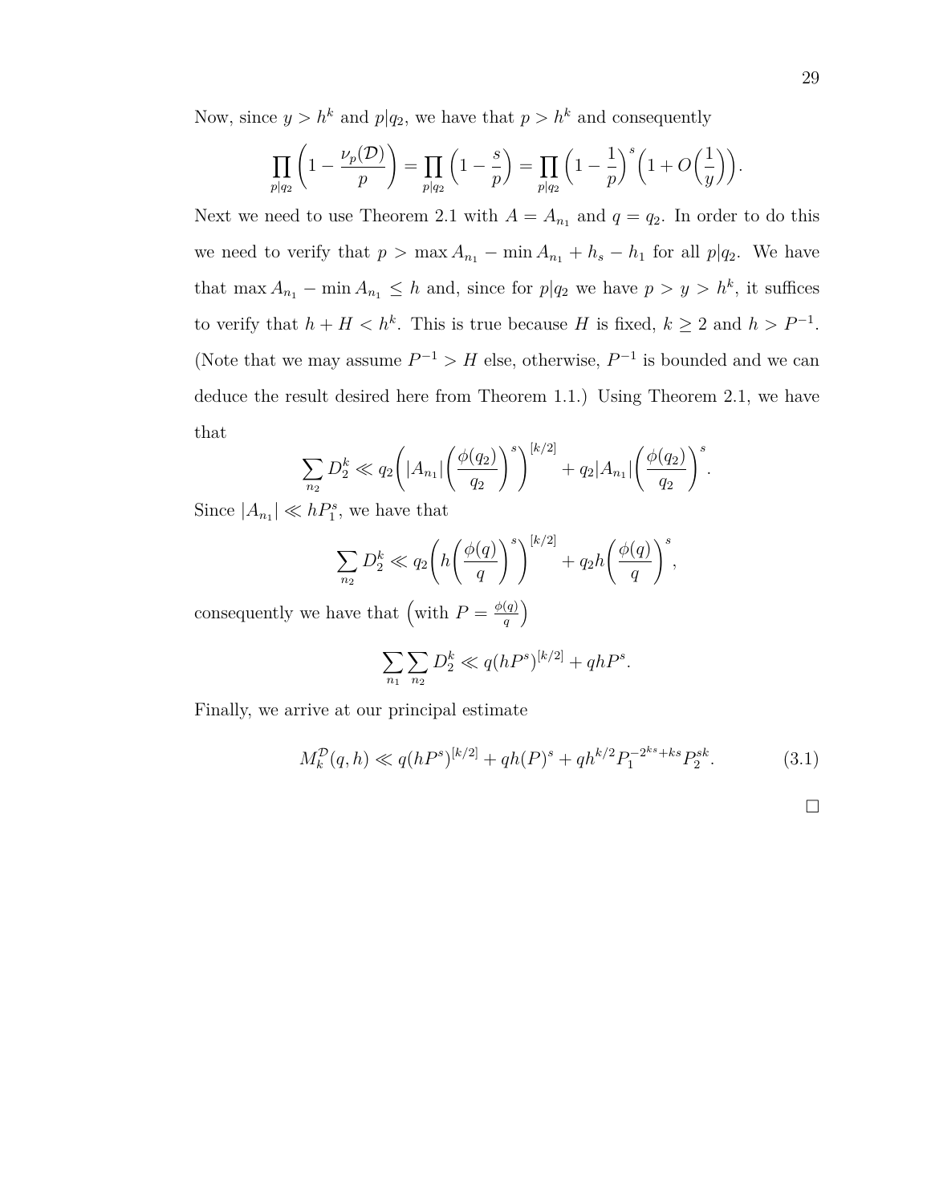Now, since $y > h^k$ and $p|q_2$, we have that $p > h^k$ and consequently

$$\prod_{p|q_2}\left(1-\frac{\nu_p(\mathcal{D})}{p}\right)=\prod_{p|q_2}\left(1-\frac{s}{p}\right)=\prod_{p|q_2}\left(1-\frac{1}{p}\right)^s\left(1+O\Big(\frac{1}{y}\Big)\right).$$

Next we need to use Theorem 2.1 with $A = A_{n_1}$ and $q = q_2$. In order to do this we need to verify that $p > \max A_{n_1} - \min A_{n_1} + h_s - h_1$ for all $p|q_2$. We have that $\max A_{n_1} - \min A_{n_1} \le h$ and, since for $p|q_2$ we have $p > y > h^k$, it suffices to verify that $h + H < h^k$. This is true because $H$ is fixed, $k \ge 2$ and $h > P^{-1}$. (Note that we may assume $P^{-1} > H$ else, otherwise, $P^{-1}$ is bounded and we can deduce the result desired here from Theorem 1.1.) Using Theorem 2.1, we have that

$$\sum_{n_2} D_2^k \ll q_2\left(|A_{n_1}|\left(\frac{\phi(q_2)}{q_2}\right)^s\right)^{[k/2]} + q_2|A_{n_1}|\left(\frac{\phi(q_2)}{q_2}\right)^s.$$

Since $|A_{n_1}| \ll hP_1^s$, we have that

$$\sum_{n_2} D_2^k \ll q_2\left(h\left(\frac{\phi(q)}{q}\right)^s\right)^{[k/2]} + q_2 h\left(\frac{\phi(q)}{q}\right)^s,$$

consequently we have that $\left(\text{with } P = \frac{\phi(q)}{q}\right)$

$$\sum_{n_1}\sum_{n_2} D_2^k \ll q(hP^s)^{[k/2]} + qhP^s.$$

Finally, we arrive at our principal estimate

$$M_k^{\mathcal{D}}(q,h) \ll q(hP^s)^{[k/2]} + qh(P)^s + qh^{k/2}P_1^{-2^{ks}+ks}P_2^{sk}. \tag{3.1}$$

□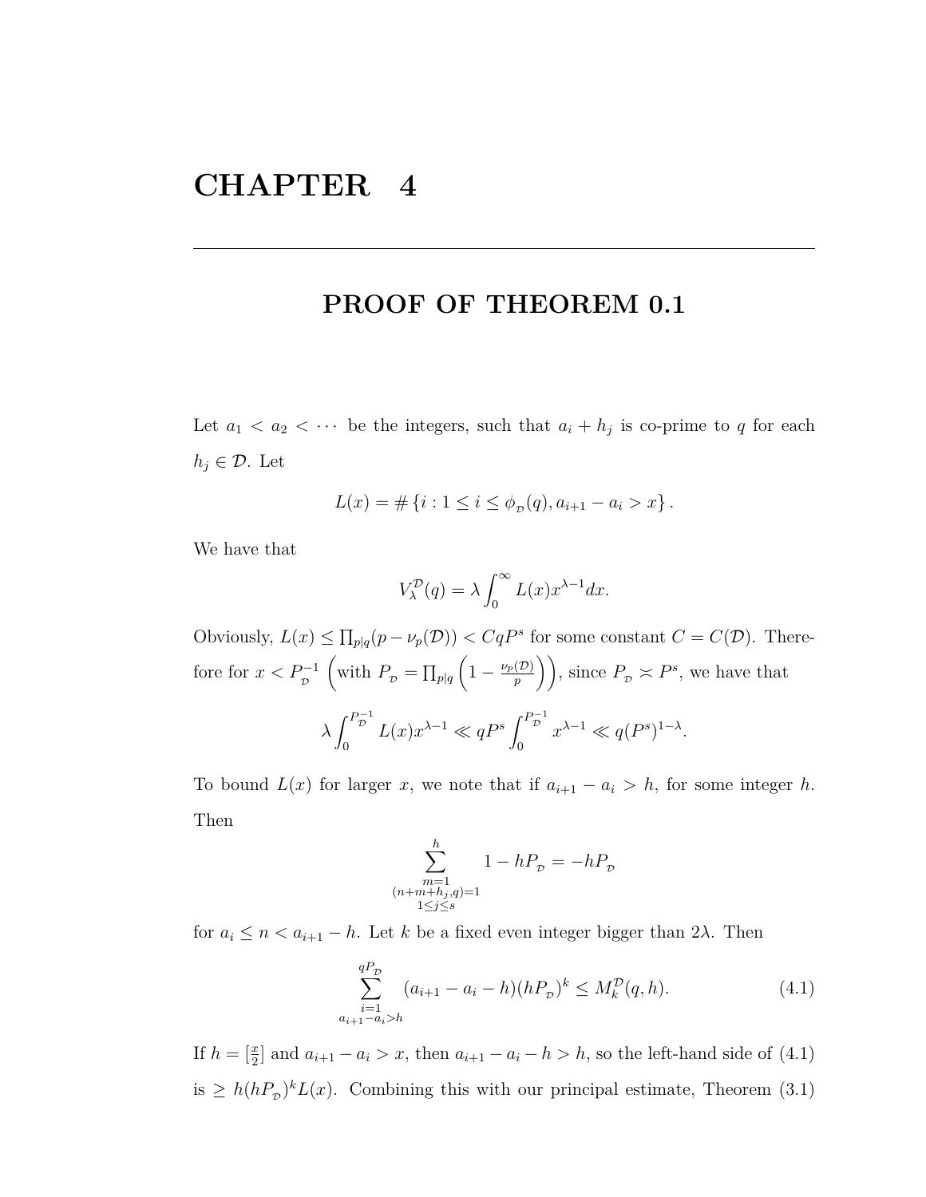# CHAPTER 4

---

## PROOF OF THEOREM 0.1

Let $a_1 < a_2 < \cdots$ be the integers, such that $a_i + h_j$ is co-prime to $q$ for each $h_j \in \mathcal{D}$. Let

$$L(x) = \#\left\{i : 1 \le i \le \phi_{\mathcal{D}}(q), a_{i+1} - a_i > x\right\}.$$

We have that

$$V_\lambda^{\mathcal{D}}(q) = \lambda \int_0^\infty L(x) x^{\lambda-1} dx.$$

Obviously, $L(x) \le \prod_{p|q}(p - \nu_p(\mathcal{D})) < CqP^s$ for some constant $C = C(\mathcal{D})$. Therefore for $x < P_{\mathcal{D}}^{-1}$ $\left(\text{with } P_{\mathcal{D}} = \prod_{p|q}\left(1 - \frac{\nu_p(\mathcal{D})}{p}\right)\right)$, since $P_{\mathcal{D}} \asymp P^s$, we have that

$$\lambda \int_0^{P_{\mathcal{D}}^{-1}} L(x) x^{\lambda-1} \ll qP^s \int_0^{P_{\mathcal{D}}^{-1}} x^{\lambda-1} \ll q(P^s)^{1-\lambda}.$$

To bound $L(x)$ for larger $x$, we note that if $a_{i+1} - a_i > h$, for some integer $h$. Then

$$\sum_{\substack{m=1 \\ (n+m+h_j,q)=1 \\ 1 \le j \le s}}^{h} 1 - hP_{\mathcal{D}} = -hP_{\mathcal{D}}$$

for $a_i \le n < a_{i+1} - h$. Let $k$ be a fixed even integer bigger than $2\lambda$. Then

$$\sum_{\substack{i=1 \\ a_{i+1}-a_i > h}}^{qP_{\mathcal{D}}} (a_{i+1} - a_i - h)(hP_{\mathcal{D}})^k \le M_k^{\mathcal{D}}(q, h). \tag{4.1}$$

If $h = [\frac{x}{2}]$ and $a_{i+1} - a_i > x$, then $a_{i+1} - a_i - h > h$, so the left-hand side of (4.1) is $\ge h(hP_{\mathcal{D}})^k L(x)$. Combining this with our principal estimate, Theorem (3.1)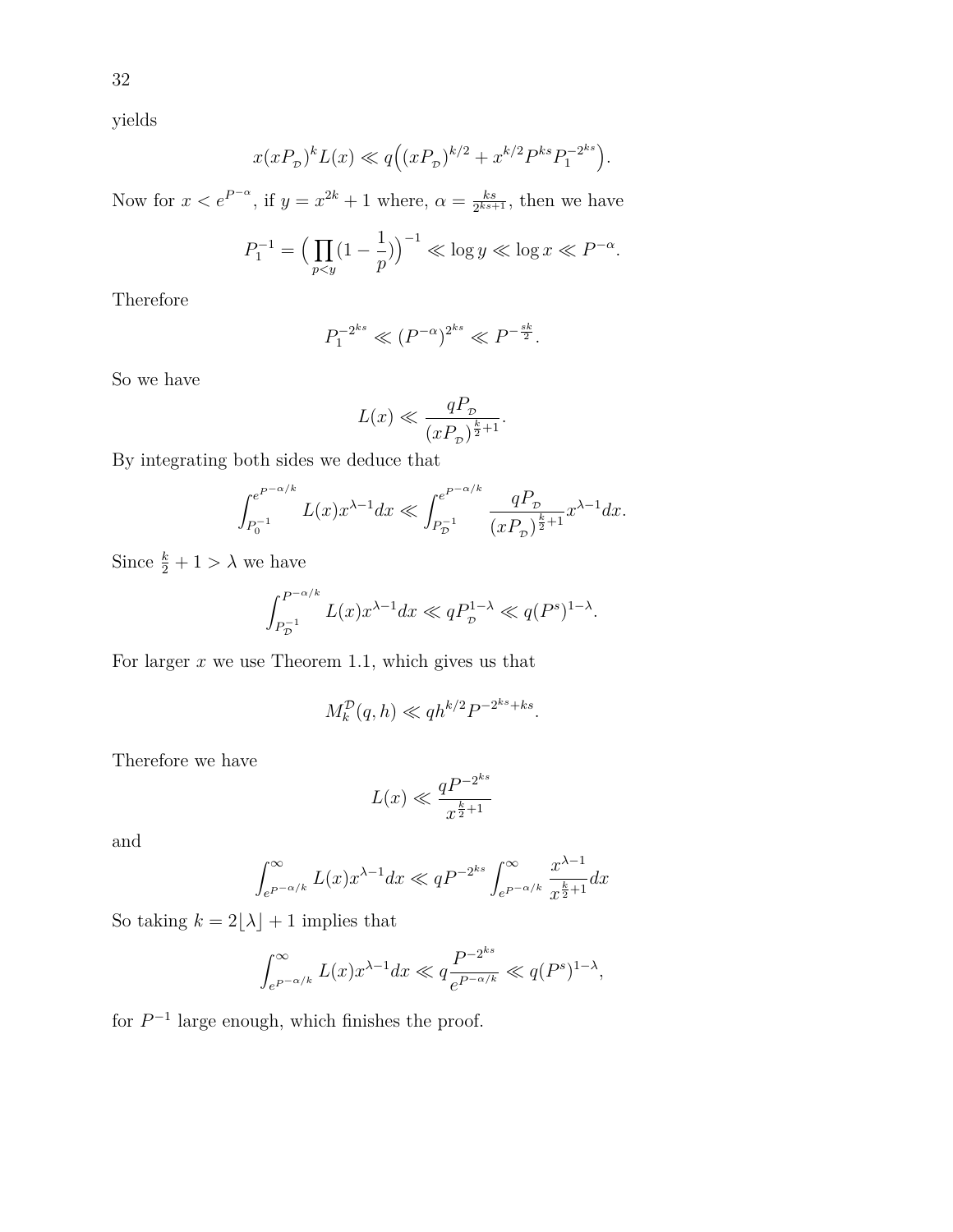yields

$$x(xP_{\mathcal{D}})^k L(x) \ll q\Big((xP_{\mathcal{D}})^{k/2} + x^{k/2}P^{ks}P_1^{-2^{ks}}\Big).$$

Now for $x < e^{P^{-\alpha}}$, if $y = x^{2k}+1$ where, $\alpha = \frac{ks}{2^{ks+1}}$, then we have

$$P_1^{-1} = \Big(\prod_{p<y}(1-\frac{1}{p})\Big)^{-1} \ll \log y \ll \log x \ll P^{-\alpha}.$$

Therefore

$$P_1^{-2^{ks}} \ll (P^{-\alpha})^{2^{ks}} \ll P^{-\frac{sk}{2}}.$$

So we have

$$L(x) \ll \frac{qP_{\mathcal{D}}}{(xP_{\mathcal{D}})^{\frac{k}{2}+1}}.$$

By integrating both sides we deduce that

$$\int_{P_0^{-1}}^{e^{P^{-\alpha/k}}} L(x)x^{\lambda-1}dx \ll \int_{P_{\mathcal{D}}^{-1}}^{e^{P^{-\alpha/k}}} \frac{qP_{\mathcal{D}}}{(xP_{\mathcal{D}})^{\frac{k}{2}+1}}x^{\lambda-1}dx.$$

Since $\frac{k}{2}+1 > \lambda$ we have

$$\int_{P_{\mathcal{D}}^{-1}}^{P^{-\alpha/k}} L(x)x^{\lambda-1}dx \ll qP_{\mathcal{D}}^{1-\lambda} \ll q(P^s)^{1-\lambda}.$$

For larger $x$ we use Theorem 1.1, which gives us that

$$M_k^{\mathcal{D}}(q,h) \ll qh^{k/2}P^{-2^{ks}+ks}.$$

Therefore we have

$$L(x) \ll \frac{qP^{-2^{ks}}}{x^{\frac{k}{2}+1}}$$

and

$$\int_{e^{P^{-\alpha/k}}}^{\infty} L(x)x^{\lambda-1}dx \ll qP^{-2^{ks}}\int_{e^{P^{-\alpha/k}}}^{\infty} \frac{x^{\lambda-1}}{x^{\frac{k}{2}+1}}dx$$

So taking $k = 2\lfloor\lambda\rfloor + 1$ implies that

$$\int_{e^{P^{-\alpha/k}}}^{\infty} L(x)x^{\lambda-1}dx \ll q\frac{P^{-2^{ks}}}{e^{P^{-\alpha/k}}} \ll q(P^s)^{1-\lambda},$$

for $P^{-1}$ large enough, which finishes the proof.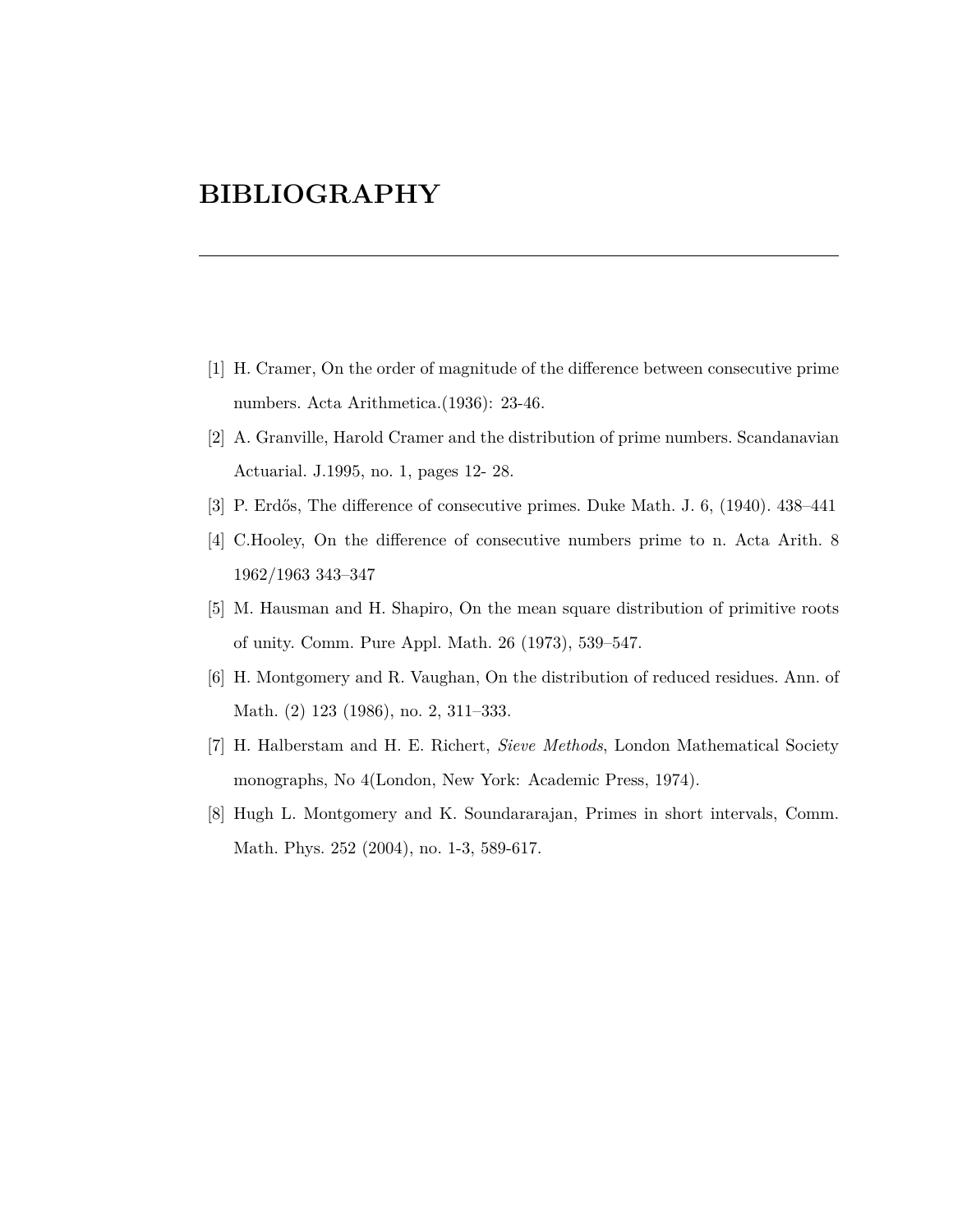# BIBLIOGRAPHY

---

[1] H. Cramer, On the order of magnitude of the difference between consecutive prime numbers. Acta Arithmetica.(1936): 23-46.

[2] A. Granville, Harold Cramer and the distribution of prime numbers. Scandanavian Actuarial. J.1995, no. 1, pages 12- 28.

[3] P. Erdős, The difference of consecutive primes. Duke Math. J. 6, (1940). 438–441

[4] C.Hooley, On the difference of consecutive numbers prime to n. Acta Arith. 8 1962/1963 343–347

[5] M. Hausman and H. Shapiro, On the mean square distribution of primitive roots of unity. Comm. Pure Appl. Math. 26 (1973), 539–547.

[6] H. Montgomery and R. Vaughan, On the distribution of reduced residues. Ann. of Math. (2) 123 (1986), no. 2, 311–333.

[7] H. Halberstam and H. E. Richert, *Sieve Methods*, London Mathematical Society monographs, No 4(London, New York: Academic Press, 1974).

[8] Hugh L. Montgomery and K. Soundararajan, Primes in short intervals, Comm. Math. Phys. 252 (2004), no. 1-3, 589-617.